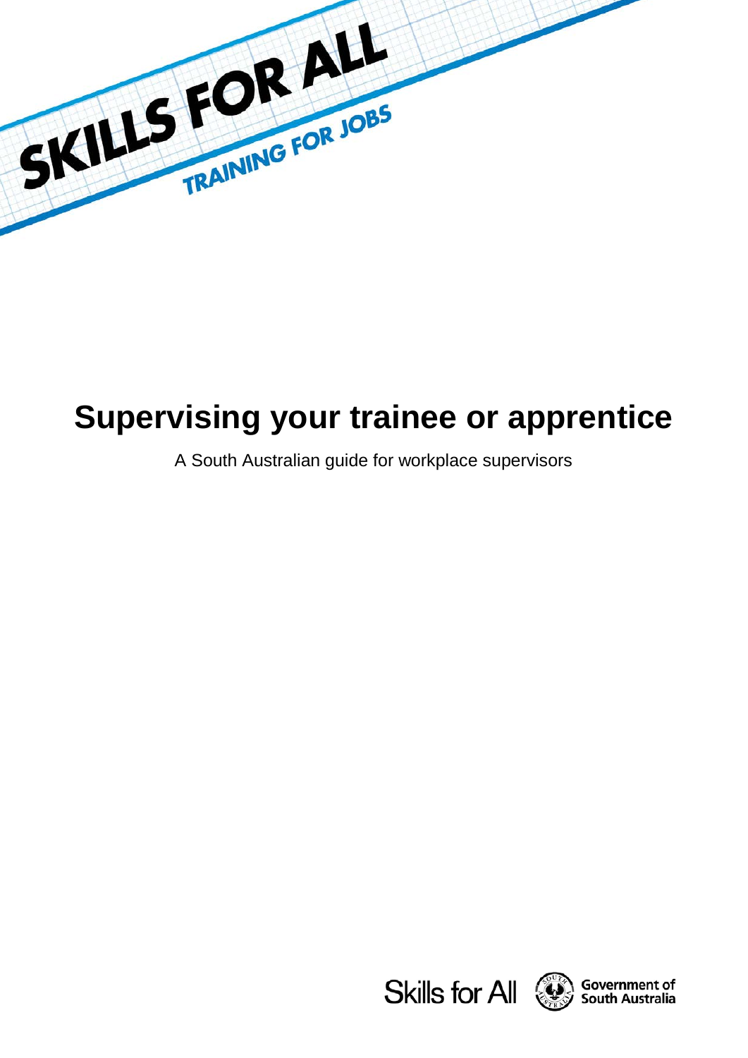SKILLS FOR ALL

TRAINING FOR JOBS

# Supervising your trainee or apprentice

A South Australian guide for workplace supervisors

Skills for All

Government of South Australia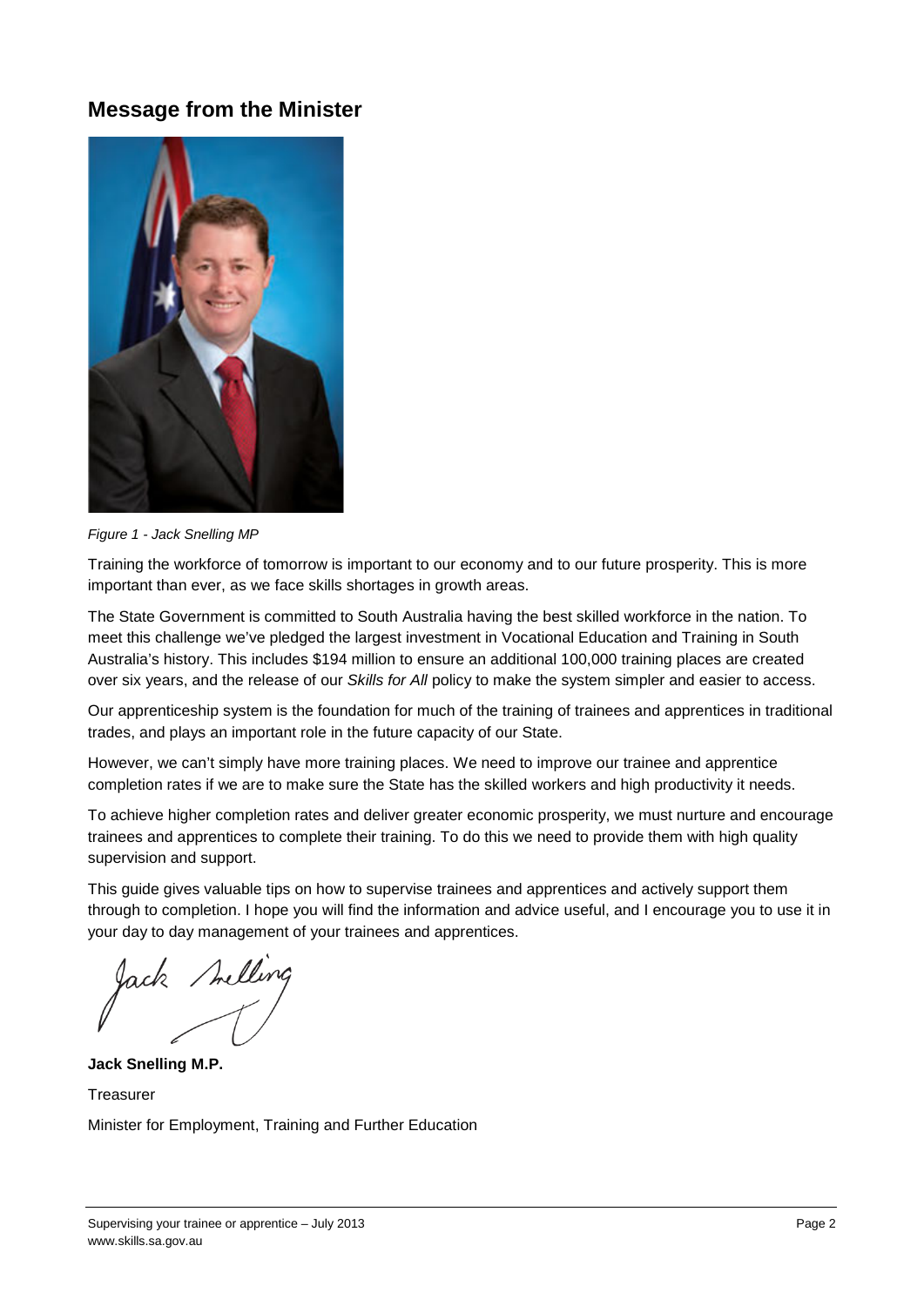## Message from the Minister

*Figure 1 - Jack Snelling MP*

Training the workforce of tomorrow is important to our economy and to our future prosperity. This is more important than ever, as we face skills shortages in growth areas.

The State Government is committed to South Australia having the best skilled workforce in the nation. To meet this challenge we've pledged the largest investment in Vocational Education and Training in South Australia's history. This includes $194 million to ensure an additional 100,000 training places are created over six years, and the release of our *Skills for All* policy to make the system simpler and easier to access.

Our apprenticeship system is the foundation for much of the training of trainees and apprentices in traditional trades, and plays an important role in the future capacity of our State.

However, we can't simply have more training places. We need to improve our trainee and apprentice completion rates if we are to make sure the State has the skilled workers and high productivity it needs.

To achieve higher completion rates and deliver greater economic prosperity, we must nurture and encourage trainees and apprentices to complete their training. To do this we need to provide them with high quality supervision and support.

This guide gives valuable tips on how to supervise trainees and apprentices and actively support them through to completion. I hope you will find the information and advice useful, and I encourage you to use it in your day to day management of your trainees and apprentices.

**Jack Snelling M.P.**

Treasurer

Minister for Employment, Training and Further Education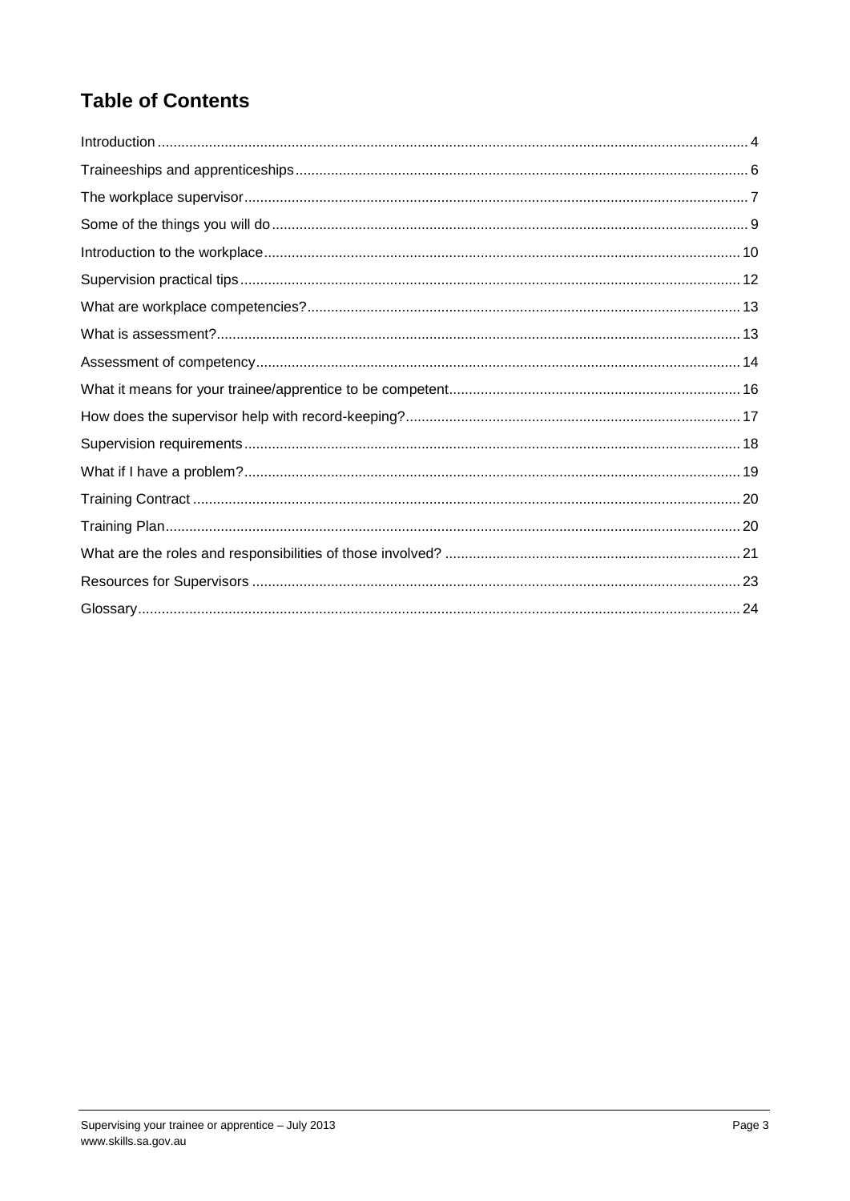# Table of Contents

Introduction ... 4

Traineeships and apprenticeships ... 6

The workplace supervisor ... 7

Some of the things you will do ... 9

Introduction to the workplace ... 10

Supervision practical tips ... 12

What are workplace competencies? ... 13

What is assessment? ... 13

Assessment of competency ... 14

What it means for your trainee/apprentice to be competent ... 16

How does the supervisor help with record-keeping? ... 17

Supervision requirements ... 18

What if I have a problem? ... 19

Training Contract ... 20

Training Plan ... 20

What are the roles and responsibilities of those involved? ... 21

Resources for Supervisors ... 23

Glossary ... 24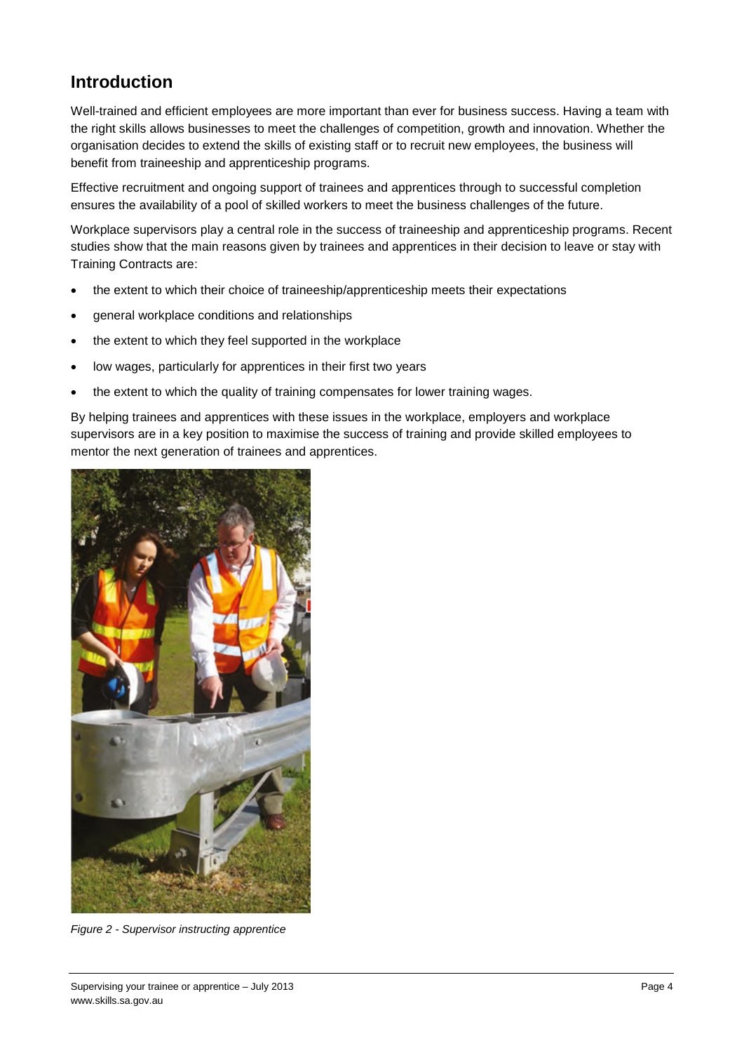## Introduction

Well-trained and efficient employees are more important than ever for business success. Having a team with the right skills allows businesses to meet the challenges of competition, growth and innovation. Whether the organisation decides to extend the skills of existing staff or to recruit new employees, the business will benefit from traineeship and apprenticeship programs.

Effective recruitment and ongoing support of trainees and apprentices through to successful completion ensures the availability of a pool of skilled workers to meet the business challenges of the future.

Workplace supervisors play a central role in the success of traineeship and apprenticeship programs. Recent studies show that the main reasons given by trainees and apprentices in their decision to leave or stay with Training Contracts are:

- the extent to which their choice of traineeship/apprenticeship meets their expectations
- general workplace conditions and relationships
- the extent to which they feel supported in the workplace
- low wages, particularly for apprentices in their first two years
- the extent to which the quality of training compensates for lower training wages.

By helping trainees and apprentices with these issues in the workplace, employers and workplace supervisors are in a key position to maximise the success of training and provide skilled employees to mentor the next generation of trainees and apprentices.

*Figure 2 - Supervisor instructing apprentice*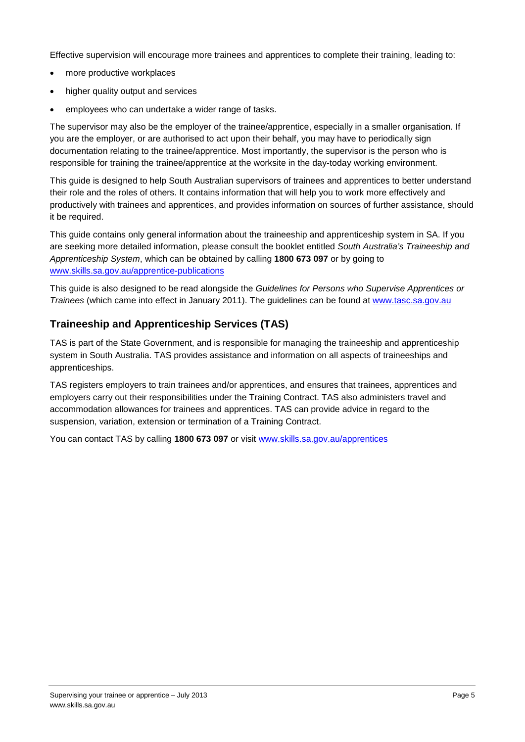Effective supervision will encourage more trainees and apprentices to complete their training, leading to:

- more productive workplaces
- higher quality output and services
- employees who can undertake a wider range of tasks.

The supervisor may also be the employer of the trainee/apprentice, especially in a smaller organisation. If you are the employer, or are authorised to act upon their behalf, you may have to periodically sign documentation relating to the trainee/apprentice. Most importantly, the supervisor is the person who is responsible for training the trainee/apprentice at the worksite in the day-today working environment.

This guide is designed to help South Australian supervisors of trainees and apprentices to better understand their role and the roles of others. It contains information that will help you to work more effectively and productively with trainees and apprentices, and provides information on sources of further assistance, should it be required.

This guide contains only general information about the traineeship and apprenticeship system in SA. If you are seeking more detailed information, please consult the booklet entitled *South Australia's Traineeship and Apprenticeship System*, which can be obtained by calling **1800 673 097** or by going to [www.skills.sa.gov.au/apprentice-publications](www.skills.sa.gov.au/apprentice-publications)

This guide is also designed to be read alongside the *Guidelines for Persons who Supervise Apprentices or Trainees* (which came into effect in January 2011). The guidelines can be found at [www.tasc.sa.gov.au](www.tasc.sa.gov.au)

## Traineeship and Apprenticeship Services (TAS)

TAS is part of the State Government, and is responsible for managing the traineeship and apprenticeship system in South Australia. TAS provides assistance and information on all aspects of traineeships and apprenticeships.

TAS registers employers to train trainees and/or apprentices, and ensures that trainees, apprentices and employers carry out their responsibilities under the Training Contract. TAS also administers travel and accommodation allowances for trainees and apprentices. TAS can provide advice in regard to the suspension, variation, extension or termination of a Training Contract.

You can contact TAS by calling **1800 673 097** or visit [www.skills.sa.gov.au/apprentices](www.skills.sa.gov.au/apprentices)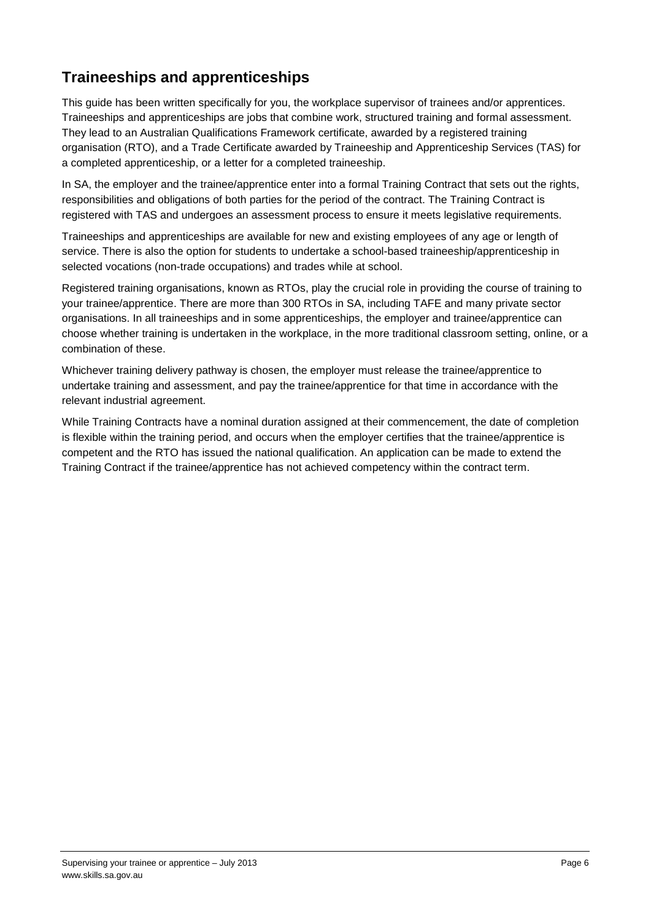## Traineeships and apprenticeships

This guide has been written specifically for you, the workplace supervisor of trainees and/or apprentices. Traineeships and apprenticeships are jobs that combine work, structured training and formal assessment. They lead to an Australian Qualifications Framework certificate, awarded by a registered training organisation (RTO), and a Trade Certificate awarded by Traineeship and Apprenticeship Services (TAS) for a completed apprenticeship, or a letter for a completed traineeship.

In SA, the employer and the trainee/apprentice enter into a formal Training Contract that sets out the rights, responsibilities and obligations of both parties for the period of the contract. The Training Contract is registered with TAS and undergoes an assessment process to ensure it meets legislative requirements.

Traineeships and apprenticeships are available for new and existing employees of any age or length of service. There is also the option for students to undertake a school-based traineeship/apprenticeship in selected vocations (non-trade occupations) and trades while at school.

Registered training organisations, known as RTOs, play the crucial role in providing the course of training to your trainee/apprentice. There are more than 300 RTOs in SA, including TAFE and many private sector organisations. In all traineeships and in some apprenticeships, the employer and trainee/apprentice can choose whether training is undertaken in the workplace, in the more traditional classroom setting, online, or a combination of these.

Whichever training delivery pathway is chosen, the employer must release the trainee/apprentice to undertake training and assessment, and pay the trainee/apprentice for that time in accordance with the relevant industrial agreement.

While Training Contracts have a nominal duration assigned at their commencement, the date of completion is flexible within the training period, and occurs when the employer certifies that the trainee/apprentice is competent and the RTO has issued the national qualification. An application can be made to extend the Training Contract if the trainee/apprentice has not achieved competency within the contract term.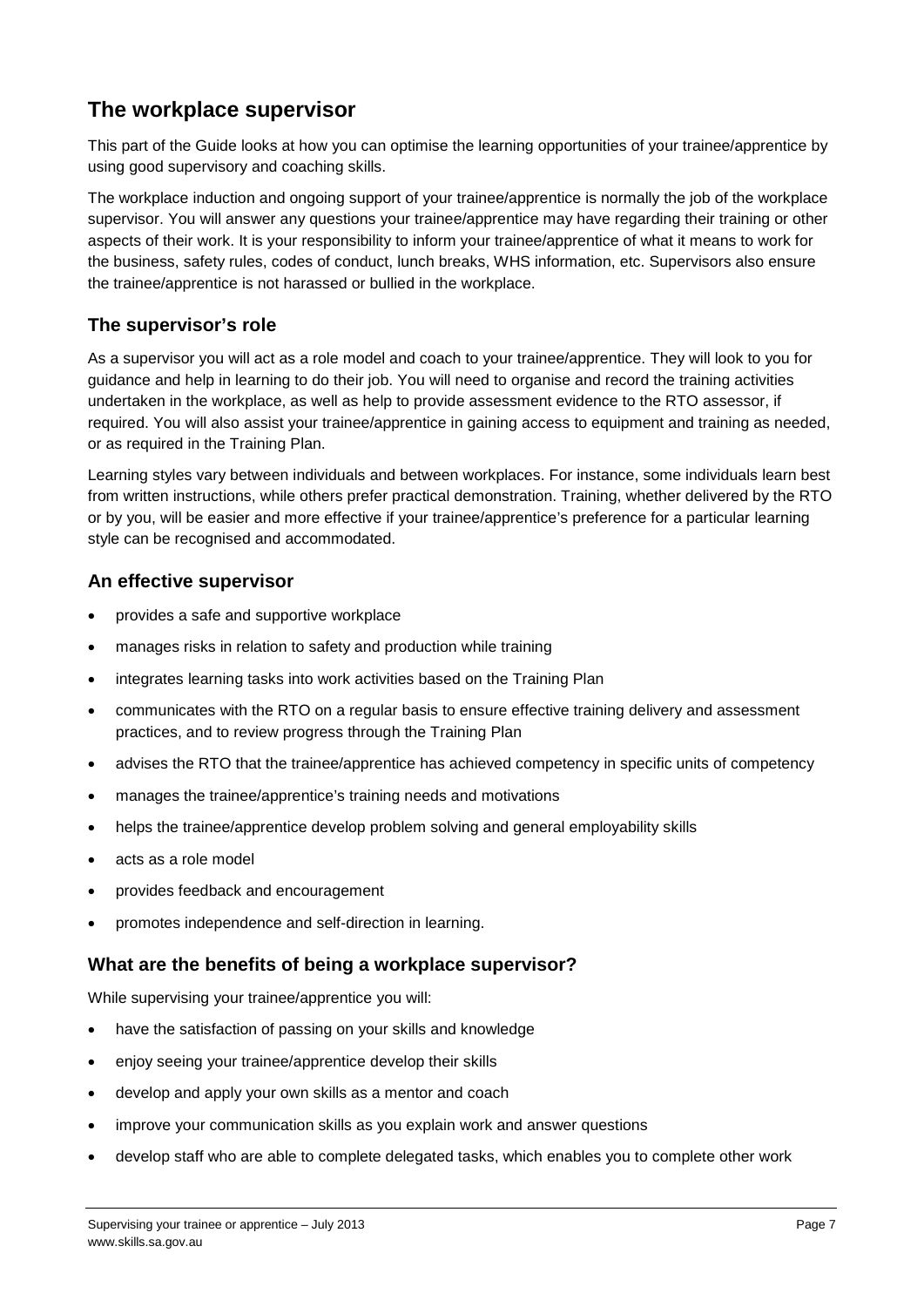## The workplace supervisor

This part of the Guide looks at how you can optimise the learning opportunities of your trainee/apprentice by using good supervisory and coaching skills.

The workplace induction and ongoing support of your trainee/apprentice is normally the job of the workplace supervisor. You will answer any questions your trainee/apprentice may have regarding their training or other aspects of their work. It is your responsibility to inform your trainee/apprentice of what it means to work for the business, safety rules, codes of conduct, lunch breaks, WHS information, etc. Supervisors also ensure the trainee/apprentice is not harassed or bullied in the workplace.

### The supervisor's role

As a supervisor you will act as a role model and coach to your trainee/apprentice. They will look to you for guidance and help in learning to do their job. You will need to organise and record the training activities undertaken in the workplace, as well as help to provide assessment evidence to the RTO assessor, if required. You will also assist your trainee/apprentice in gaining access to equipment and training as needed, or as required in the Training Plan.

Learning styles vary between individuals and between workplaces. For instance, some individuals learn best from written instructions, while others prefer practical demonstration. Training, whether delivered by the RTO or by you, will be easier and more effective if your trainee/apprentice's preference for a particular learning style can be recognised and accommodated.

### An effective supervisor

- provides a safe and supportive workplace
- manages risks in relation to safety and production while training
- integrates learning tasks into work activities based on the Training Plan
- communicates with the RTO on a regular basis to ensure effective training delivery and assessment practices, and to review progress through the Training Plan
- advises the RTO that the trainee/apprentice has achieved competency in specific units of competency
- manages the trainee/apprentice's training needs and motivations
- helps the trainee/apprentice develop problem solving and general employability skills
- acts as a role model
- provides feedback and encouragement
- promotes independence and self-direction in learning.

### What are the benefits of being a workplace supervisor?

While supervising your trainee/apprentice you will:

- have the satisfaction of passing on your skills and knowledge
- enjoy seeing your trainee/apprentice develop their skills
- develop and apply your own skills as a mentor and coach
- improve your communication skills as you explain work and answer questions
- develop staff who are able to complete delegated tasks, which enables you to complete other work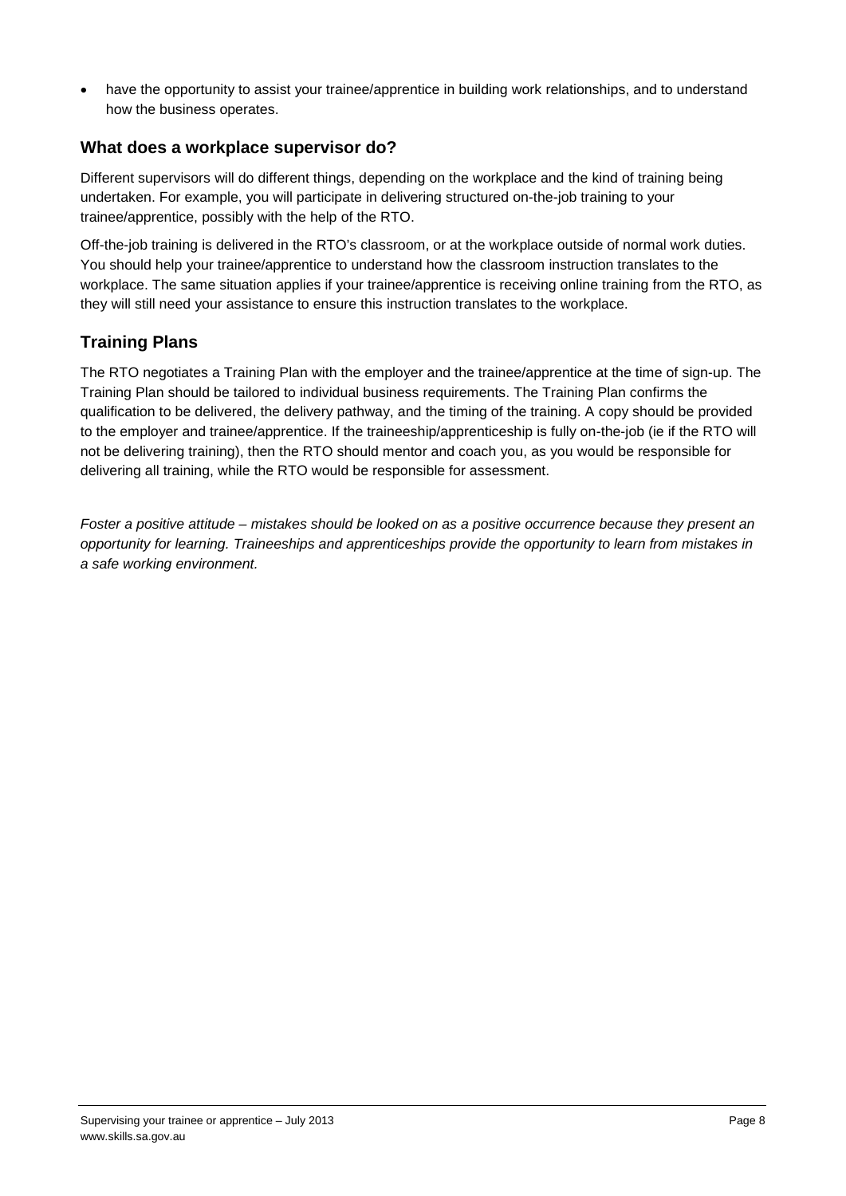- have the opportunity to assist your trainee/apprentice in building work relationships, and to understand how the business operates.

## What does a workplace supervisor do?

Different supervisors will do different things, depending on the workplace and the kind of training being undertaken. For example, you will participate in delivering structured on-the-job training to your trainee/apprentice, possibly with the help of the RTO.

Off-the-job training is delivered in the RTO's classroom, or at the workplace outside of normal work duties. You should help your trainee/apprentice to understand how the classroom instruction translates to the workplace. The same situation applies if your trainee/apprentice is receiving online training from the RTO, as they will still need your assistance to ensure this instruction translates to the workplace.

## Training Plans

The RTO negotiates a Training Plan with the employer and the trainee/apprentice at the time of sign-up. The Training Plan should be tailored to individual business requirements. The Training Plan confirms the qualification to be delivered, the delivery pathway, and the timing of the training. A copy should be provided to the employer and trainee/apprentice. If the traineeship/apprenticeship is fully on-the-job (ie if the RTO will not be delivering training), then the RTO should mentor and coach you, as you would be responsible for delivering all training, while the RTO would be responsible for assessment.

*Foster a positive attitude – mistakes should be looked on as a positive occurrence because they present an opportunity for learning. Traineeships and apprenticeships provide the opportunity to learn from mistakes in a safe working environment.*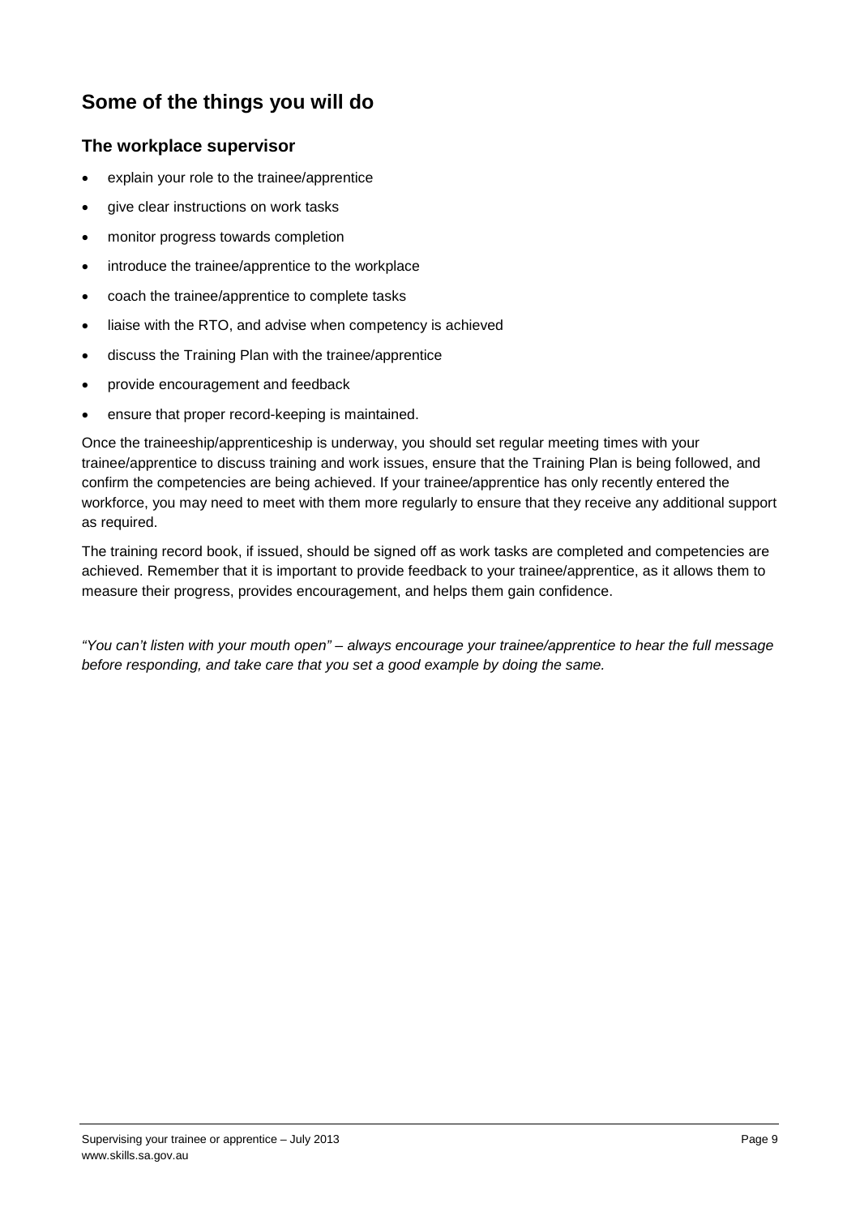## Some of the things you will do

### The workplace supervisor

- explain your role to the trainee/apprentice
- give clear instructions on work tasks
- monitor progress towards completion
- introduce the trainee/apprentice to the workplace
- coach the trainee/apprentice to complete tasks
- liaise with the RTO, and advise when competency is achieved
- discuss the Training Plan with the trainee/apprentice
- provide encouragement and feedback
- ensure that proper record-keeping is maintained.

Once the traineeship/apprenticeship is underway, you should set regular meeting times with your trainee/apprentice to discuss training and work issues, ensure that the Training Plan is being followed, and confirm the competencies are being achieved. If your trainee/apprentice has only recently entered the workforce, you may need to meet with them more regularly to ensure that they receive any additional support as required.

The training record book, if issued, should be signed off as work tasks are completed and competencies are achieved. Remember that it is important to provide feedback to your trainee/apprentice, as it allows them to measure their progress, provides encouragement, and helps them gain confidence.

*"You can't listen with your mouth open" – always encourage your trainee/apprentice to hear the full message before responding, and take care that you set a good example by doing the same.*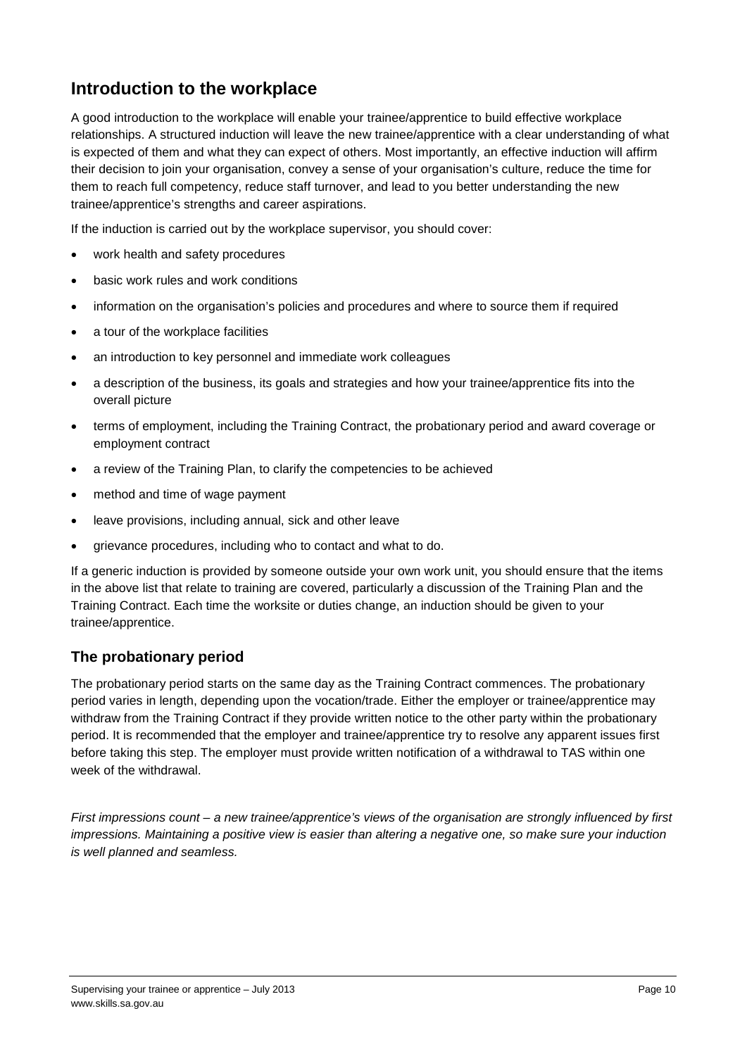## Introduction to the workplace

A good introduction to the workplace will enable your trainee/apprentice to build effective workplace relationships. A structured induction will leave the new trainee/apprentice with a clear understanding of what is expected of them and what they can expect of others. Most importantly, an effective induction will affirm their decision to join your organisation, convey a sense of your organisation's culture, reduce the time for them to reach full competency, reduce staff turnover, and lead to you better understanding the new trainee/apprentice's strengths and career aspirations.

If the induction is carried out by the workplace supervisor, you should cover:

- work health and safety procedures
- basic work rules and work conditions
- information on the organisation's policies and procedures and where to source them if required
- a tour of the workplace facilities
- an introduction to key personnel and immediate work colleagues
- a description of the business, its goals and strategies and how your trainee/apprentice fits into the overall picture
- terms of employment, including the Training Contract, the probationary period and award coverage or employment contract
- a review of the Training Plan, to clarify the competencies to be achieved
- method and time of wage payment
- leave provisions, including annual, sick and other leave
- grievance procedures, including who to contact and what to do.

If a generic induction is provided by someone outside your own work unit, you should ensure that the items in the above list that relate to training are covered, particularly a discussion of the Training Plan and the Training Contract. Each time the worksite or duties change, an induction should be given to your trainee/apprentice.

### The probationary period

The probationary period starts on the same day as the Training Contract commences. The probationary period varies in length, depending upon the vocation/trade. Either the employer or trainee/apprentice may withdraw from the Training Contract if they provide written notice to the other party within the probationary period. It is recommended that the employer and trainee/apprentice try to resolve any apparent issues first before taking this step. The employer must provide written notification of a withdrawal to TAS within one week of the withdrawal.

*First impressions count – a new trainee/apprentice's views of the organisation are strongly influenced by first impressions. Maintaining a positive view is easier than altering a negative one, so make sure your induction is well planned and seamless.*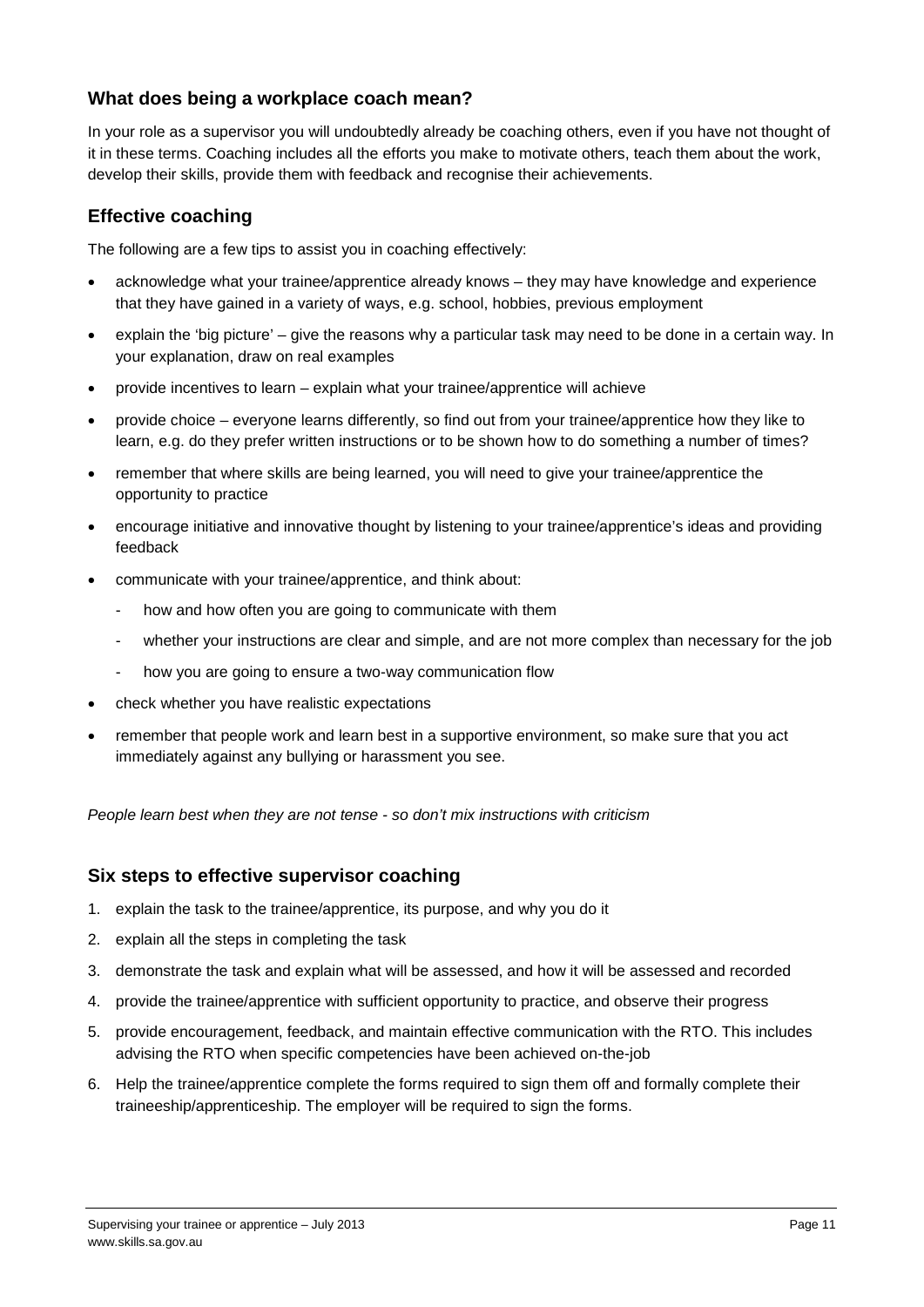## What does being a workplace coach mean?

In your role as a supervisor you will undoubtedly already be coaching others, even if you have not thought of it in these terms. Coaching includes all the efforts you make to motivate others, teach them about the work, develop their skills, provide them with feedback and recognise their achievements.

## Effective coaching

The following are a few tips to assist you in coaching effectively:

- acknowledge what your trainee/apprentice already knows – they may have knowledge and experience that they have gained in a variety of ways, e.g. school, hobbies, previous employment
- explain the 'big picture' – give the reasons why a particular task may need to be done in a certain way. In your explanation, draw on real examples
- provide incentives to learn – explain what your trainee/apprentice will achieve
- provide choice – everyone learns differently, so find out from your trainee/apprentice how they like to learn, e.g. do they prefer written instructions or to be shown how to do something a number of times?
- remember that where skills are being learned, you will need to give your trainee/apprentice the opportunity to practice
- encourage initiative and innovative thought by listening to your trainee/apprentice's ideas and providing feedback
- communicate with your trainee/apprentice, and think about:
  - how and how often you are going to communicate with them
  - whether your instructions are clear and simple, and are not more complex than necessary for the job
  - how you are going to ensure a two-way communication flow
- check whether you have realistic expectations
- remember that people work and learn best in a supportive environment, so make sure that you act immediately against any bullying or harassment you see.

*People learn best when they are not tense - so don't mix instructions with criticism*

## Six steps to effective supervisor coaching

1. explain the task to the trainee/apprentice, its purpose, and why you do it
2. explain all the steps in completing the task
3. demonstrate the task and explain what will be assessed, and how it will be assessed and recorded
4. provide the trainee/apprentice with sufficient opportunity to practice, and observe their progress
5. provide encouragement, feedback, and maintain effective communication with the RTO. This includes advising the RTO when specific competencies have been achieved on-the-job
6. Help the trainee/apprentice complete the forms required to sign them off and formally complete their traineeship/apprenticeship. The employer will be required to sign the forms.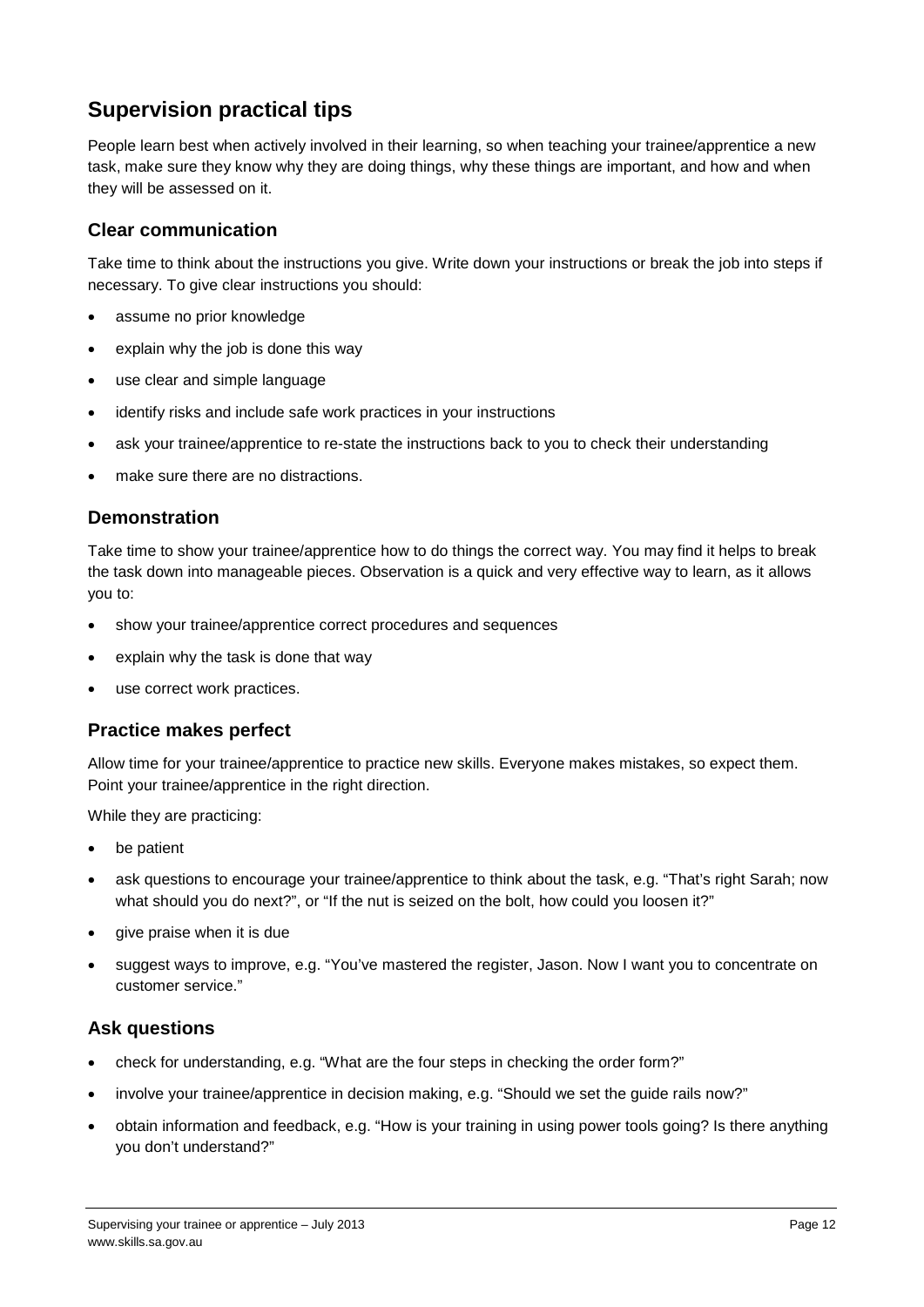## Supervision practical tips

People learn best when actively involved in their learning, so when teaching your trainee/apprentice a new task, make sure they know why they are doing things, why these things are important, and how and when they will be assessed on it.

### Clear communication

Take time to think about the instructions you give. Write down your instructions or break the job into steps if necessary. To give clear instructions you should:

- assume no prior knowledge
- explain why the job is done this way
- use clear and simple language
- identify risks and include safe work practices in your instructions
- ask your trainee/apprentice to re-state the instructions back to you to check their understanding
- make sure there are no distractions.

### Demonstration

Take time to show your trainee/apprentice how to do things the correct way. You may find it helps to break the task down into manageable pieces. Observation is a quick and very effective way to learn, as it allows you to:

- show your trainee/apprentice correct procedures and sequences
- explain why the task is done that way
- use correct work practices.

### Practice makes perfect

Allow time for your trainee/apprentice to practice new skills. Everyone makes mistakes, so expect them. Point your trainee/apprentice in the right direction.

While they are practicing:

- be patient
- ask questions to encourage your trainee/apprentice to think about the task, e.g. "That's right Sarah; now what should you do next?", or "If the nut is seized on the bolt, how could you loosen it?"
- give praise when it is due
- suggest ways to improve, e.g. "You've mastered the register, Jason. Now I want you to concentrate on customer service."

### Ask questions

- check for understanding, e.g. "What are the four steps in checking the order form?"
- involve your trainee/apprentice in decision making, e.g. "Should we set the guide rails now?"
- obtain information and feedback, e.g. "How is your training in using power tools going? Is there anything you don't understand?"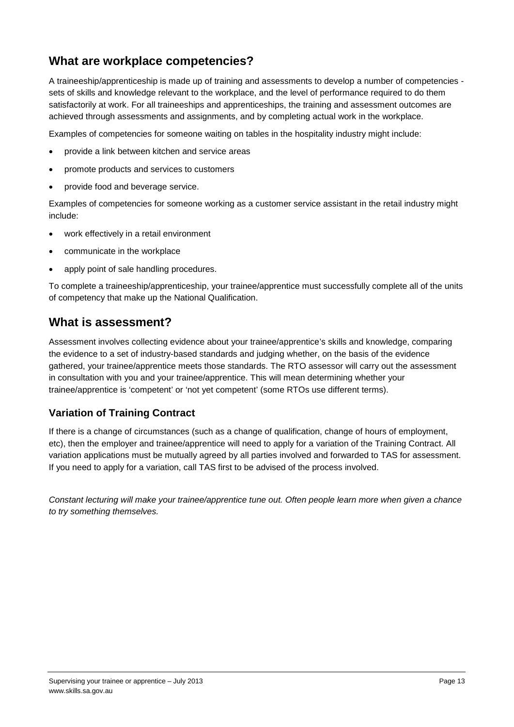## What are workplace competencies?

A traineeship/apprenticeship is made up of training and assessments to develop a number of competencies - sets of skills and knowledge relevant to the workplace, and the level of performance required to do them satisfactorily at work. For all traineeships and apprenticeships, the training and assessment outcomes are achieved through assessments and assignments, and by completing actual work in the workplace.

Examples of competencies for someone waiting on tables in the hospitality industry might include:

- provide a link between kitchen and service areas
- promote products and services to customers
- provide food and beverage service.

Examples of competencies for someone working as a customer service assistant in the retail industry might include:

- work effectively in a retail environment
- communicate in the workplace
- apply point of sale handling procedures.

To complete a traineeship/apprenticeship, your trainee/apprentice must successfully complete all of the units of competency that make up the National Qualification.

## What is assessment?

Assessment involves collecting evidence about your trainee/apprentice's skills and knowledge, comparing the evidence to a set of industry-based standards and judging whether, on the basis of the evidence gathered, your trainee/apprentice meets those standards. The RTO assessor will carry out the assessment in consultation with you and your trainee/apprentice. This will mean determining whether your trainee/apprentice is 'competent' or 'not yet competent' (some RTOs use different terms).

### Variation of Training Contract

If there is a change of circumstances (such as a change of qualification, change of hours of employment, etc), then the employer and trainee/apprentice will need to apply for a variation of the Training Contract. All variation applications must be mutually agreed by all parties involved and forwarded to TAS for assessment. If you need to apply for a variation, call TAS first to be advised of the process involved.

*Constant lecturing will make your trainee/apprentice tune out. Often people learn more when given a chance to try something themselves.*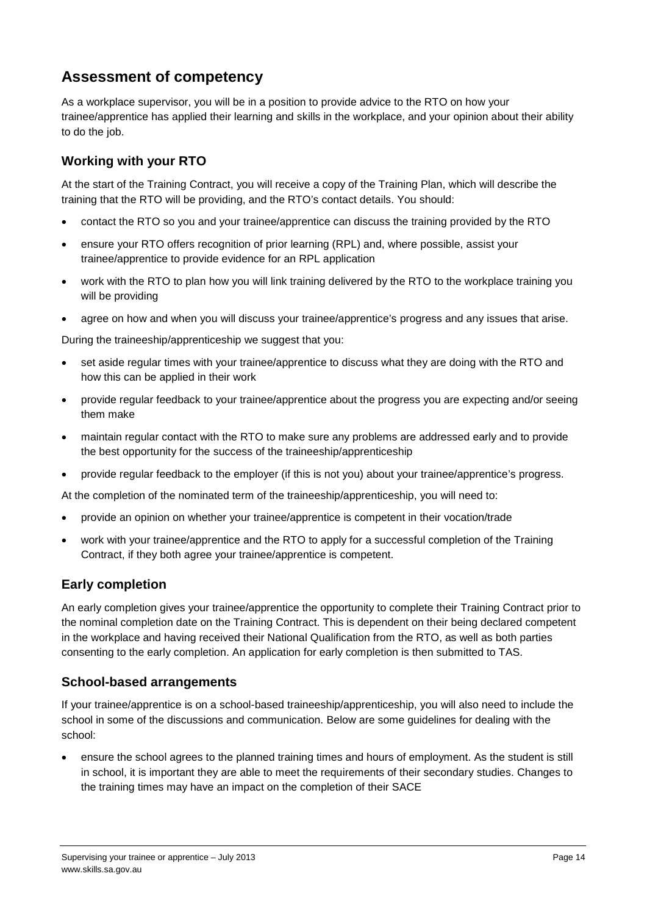## Assessment of competency

As a workplace supervisor, you will be in a position to provide advice to the RTO on how your trainee/apprentice has applied their learning and skills in the workplace, and your opinion about their ability to do the job.

### Working with your RTO

At the start of the Training Contract, you will receive a copy of the Training Plan, which will describe the training that the RTO will be providing, and the RTO's contact details. You should:

- contact the RTO so you and your trainee/apprentice can discuss the training provided by the RTO
- ensure your RTO offers recognition of prior learning (RPL) and, where possible, assist your trainee/apprentice to provide evidence for an RPL application
- work with the RTO to plan how you will link training delivered by the RTO to the workplace training you will be providing
- agree on how and when you will discuss your trainee/apprentice's progress and any issues that arise.

During the traineeship/apprenticeship we suggest that you:

- set aside regular times with your trainee/apprentice to discuss what they are doing with the RTO and how this can be applied in their work
- provide regular feedback to your trainee/apprentice about the progress you are expecting and/or seeing them make
- maintain regular contact with the RTO to make sure any problems are addressed early and to provide the best opportunity for the success of the traineeship/apprenticeship
- provide regular feedback to the employer (if this is not you) about your trainee/apprentice's progress.

At the completion of the nominated term of the traineeship/apprenticeship, you will need to:

- provide an opinion on whether your trainee/apprentice is competent in their vocation/trade
- work with your trainee/apprentice and the RTO to apply for a successful completion of the Training Contract, if they both agree your trainee/apprentice is competent.

### Early completion

An early completion gives your trainee/apprentice the opportunity to complete their Training Contract prior to the nominal completion date on the Training Contract. This is dependent on their being declared competent in the workplace and having received their National Qualification from the RTO, as well as both parties consenting to the early completion. An application for early completion is then submitted to TAS.

### School-based arrangements

If your trainee/apprentice is on a school-based traineeship/apprenticeship, you will also need to include the school in some of the discussions and communication. Below are some guidelines for dealing with the school:

- ensure the school agrees to the planned training times and hours of employment. As the student is still in school, it is important they are able to meet the requirements of their secondary studies. Changes to the training times may have an impact on the completion of their SACE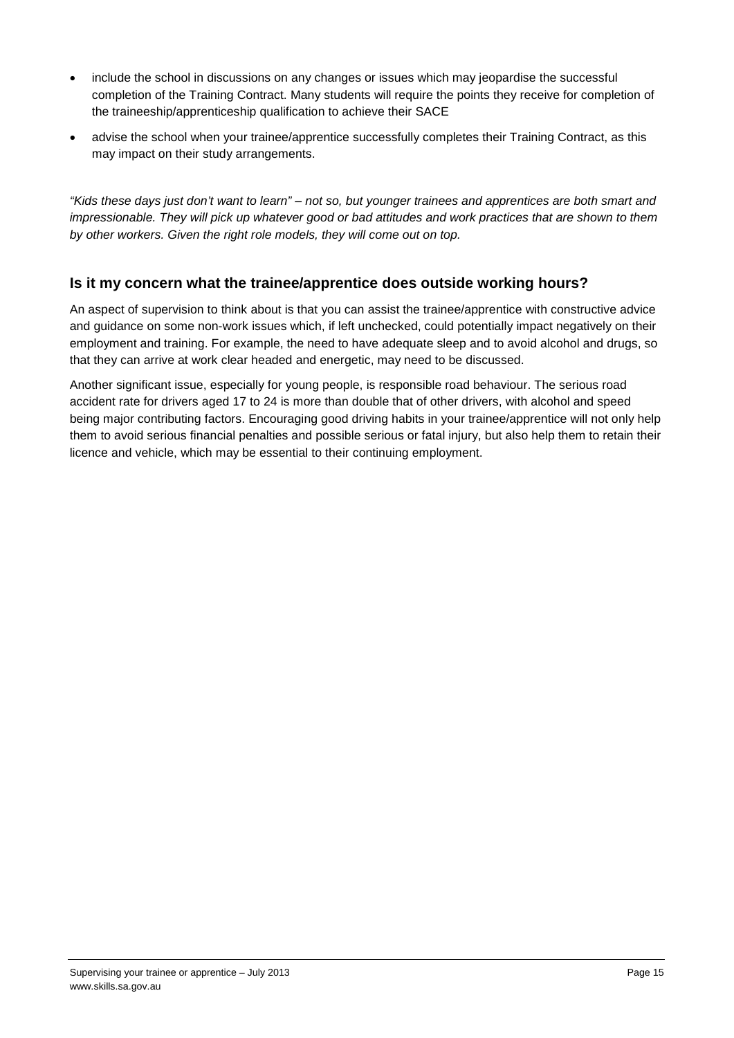- include the school in discussions on any changes or issues which may jeopardise the successful completion of the Training Contract. Many students will require the points they receive for completion of the traineeship/apprenticeship qualification to achieve their SACE
- advise the school when your trainee/apprentice successfully completes their Training Contract, as this may impact on their study arrangements.

*"Kids these days just don't want to learn" – not so, but younger trainees and apprentices are both smart and impressionable. They will pick up whatever good or bad attitudes and work practices that are shown to them by other workers. Given the right role models, they will come out on top.*

## Is it my concern what the trainee/apprentice does outside working hours?

An aspect of supervision to think about is that you can assist the trainee/apprentice with constructive advice and guidance on some non-work issues which, if left unchecked, could potentially impact negatively on their employment and training. For example, the need to have adequate sleep and to avoid alcohol and drugs, so that they can arrive at work clear headed and energetic, may need to be discussed.

Another significant issue, especially for young people, is responsible road behaviour. The serious road accident rate for drivers aged 17 to 24 is more than double that of other drivers, with alcohol and speed being major contributing factors. Encouraging good driving habits in your trainee/apprentice will not only help them to avoid serious financial penalties and possible serious or fatal injury, but also help them to retain their licence and vehicle, which may be essential to their continuing employment.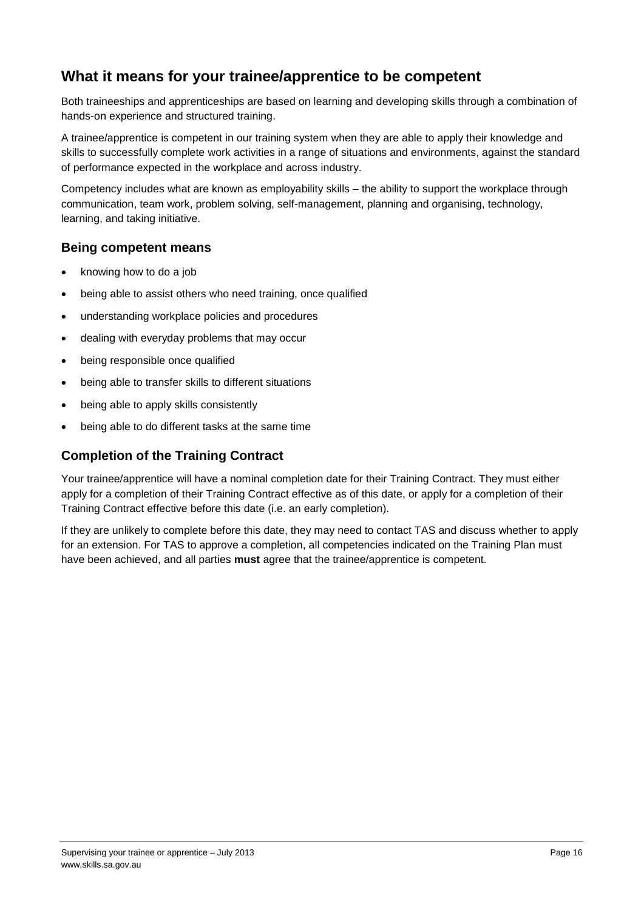## What it means for your trainee/apprentice to be competent

Both traineeships and apprenticeships are based on learning and developing skills through a combination of hands-on experience and structured training.

A trainee/apprentice is competent in our training system when they are able to apply their knowledge and skills to successfully complete work activities in a range of situations and environments, against the standard of performance expected in the workplace and across industry.

Competency includes what are known as employability skills – the ability to support the workplace through communication, team work, problem solving, self-management, planning and organising, technology, learning, and taking initiative.

### Being competent means

- knowing how to do a job
- being able to assist others who need training, once qualified
- understanding workplace policies and procedures
- dealing with everyday problems that may occur
- being responsible once qualified
- being able to transfer skills to different situations
- being able to apply skills consistently
- being able to do different tasks at the same time

### Completion of the Training Contract

Your trainee/apprentice will have a nominal completion date for their Training Contract. They must either apply for a completion of their Training Contract effective as of this date, or apply for a completion of their Training Contract effective before this date (i.e. an early completion).

If they are unlikely to complete before this date, they may need to contact TAS and discuss whether to apply for an extension. For TAS to approve a completion, all competencies indicated on the Training Plan must have been achieved, and all parties **must** agree that the trainee/apprentice is competent.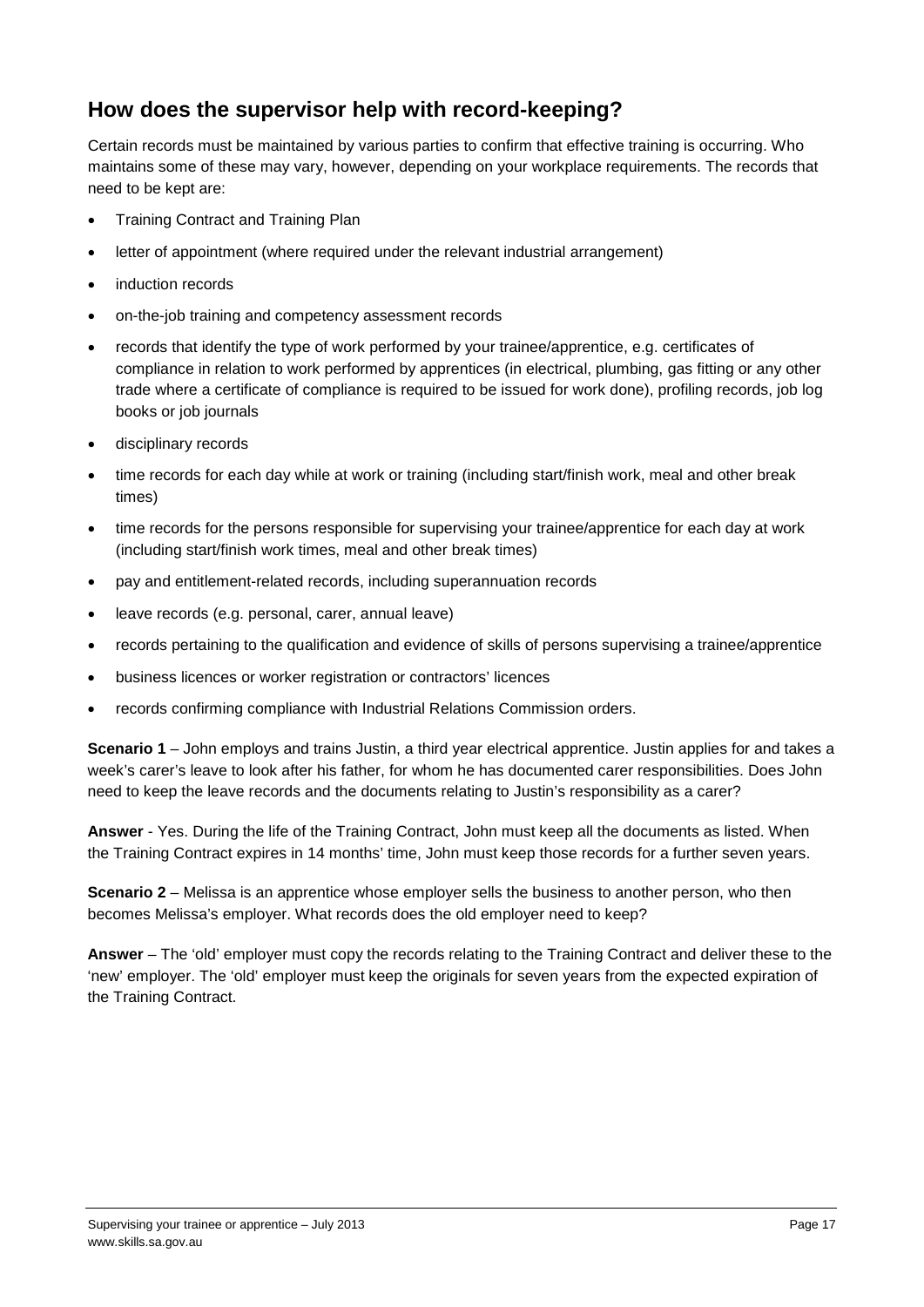## How does the supervisor help with record-keeping?

Certain records must be maintained by various parties to confirm that effective training is occurring. Who maintains some of these may vary, however, depending on your workplace requirements. The records that need to be kept are:

- Training Contract and Training Plan
- letter of appointment (where required under the relevant industrial arrangement)
- induction records
- on-the-job training and competency assessment records
- records that identify the type of work performed by your trainee/apprentice, e.g. certificates of compliance in relation to work performed by apprentices (in electrical, plumbing, gas fitting or any other trade where a certificate of compliance is required to be issued for work done), profiling records, job log books or job journals
- disciplinary records
- time records for each day while at work or training (including start/finish work, meal and other break times)
- time records for the persons responsible for supervising your trainee/apprentice for each day at work (including start/finish work times, meal and other break times)
- pay and entitlement-related records, including superannuation records
- leave records (e.g. personal, carer, annual leave)
- records pertaining to the qualification and evidence of skills of persons supervising a trainee/apprentice
- business licences or worker registration or contractors' licences
- records confirming compliance with Industrial Relations Commission orders.

**Scenario 1** – John employs and trains Justin, a third year electrical apprentice. Justin applies for and takes a week's carer's leave to look after his father, for whom he has documented carer responsibilities. Does John need to keep the leave records and the documents relating to Justin's responsibility as a carer?

**Answer** - Yes. During the life of the Training Contract, John must keep all the documents as listed. When the Training Contract expires in 14 months' time, John must keep those records for a further seven years.

**Scenario 2** – Melissa is an apprentice whose employer sells the business to another person, who then becomes Melissa's employer. What records does the old employer need to keep?

**Answer** – The 'old' employer must copy the records relating to the Training Contract and deliver these to the 'new' employer. The 'old' employer must keep the originals for seven years from the expected expiration of the Training Contract.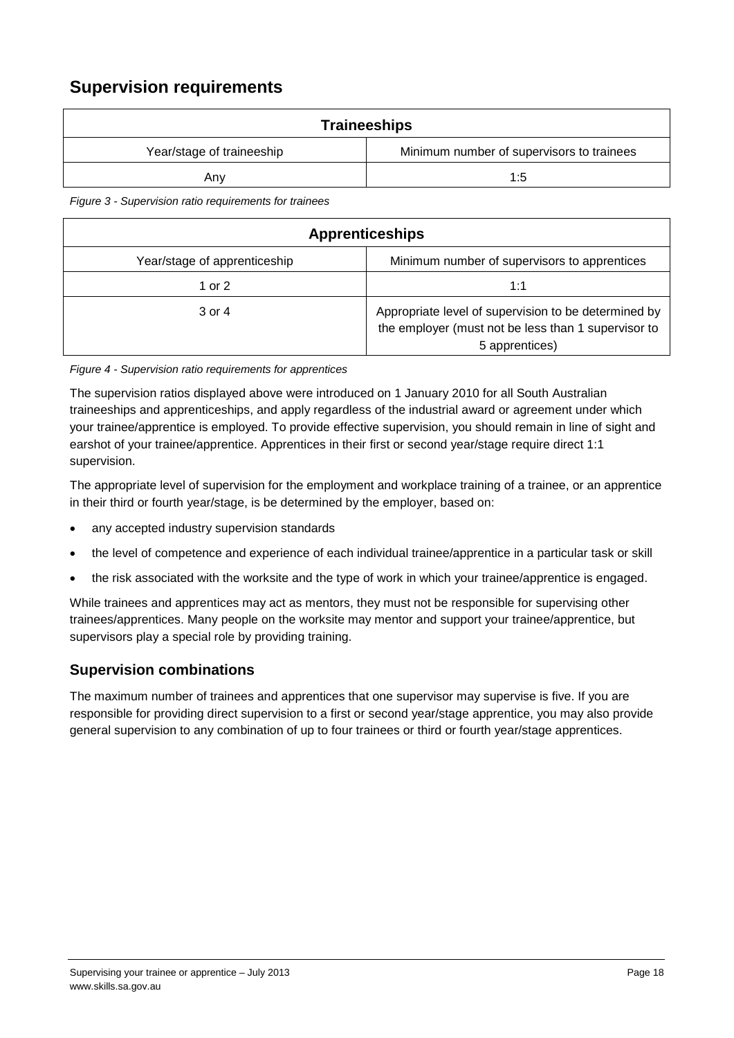## Supervision requirements

| Traineeships | |
|---|---|
| Year/stage of traineeship | Minimum number of supervisors to trainees |
| Any | 1:5 |

*Figure 3 - Supervision ratio requirements for trainees*

| Apprenticeships | |
|---|---|
| Year/stage of apprenticeship | Minimum number of supervisors to apprentices |
| 1 or 2 | 1:1 |
| 3 or 4 | Appropriate level of supervision to be determined by the employer (must not be less than 1 supervisor to 5 apprentices) |

*Figure 4 - Supervision ratio requirements for apprentices*

The supervision ratios displayed above were introduced on 1 January 2010 for all South Australian traineeships and apprenticeships, and apply regardless of the industrial award or agreement under which your trainee/apprentice is employed. To provide effective supervision, you should remain in line of sight and earshot of your trainee/apprentice. Apprentices in their first or second year/stage require direct 1:1 supervision.

The appropriate level of supervision for the employment and workplace training of a trainee, or an apprentice in their third or fourth year/stage, is be determined by the employer, based on:

- any accepted industry supervision standards
- the level of competence and experience of each individual trainee/apprentice in a particular task or skill
- the risk associated with the worksite and the type of work in which your trainee/apprentice is engaged.

While trainees and apprentices may act as mentors, they must not be responsible for supervising other trainees/apprentices. Many people on the worksite may mentor and support your trainee/apprentice, but supervisors play a special role by providing training.

### Supervision combinations

The maximum number of trainees and apprentices that one supervisor may supervise is five. If you are responsible for providing direct supervision to a first or second year/stage apprentice, you may also provide general supervision to any combination of up to four trainees or third or fourth year/stage apprentices.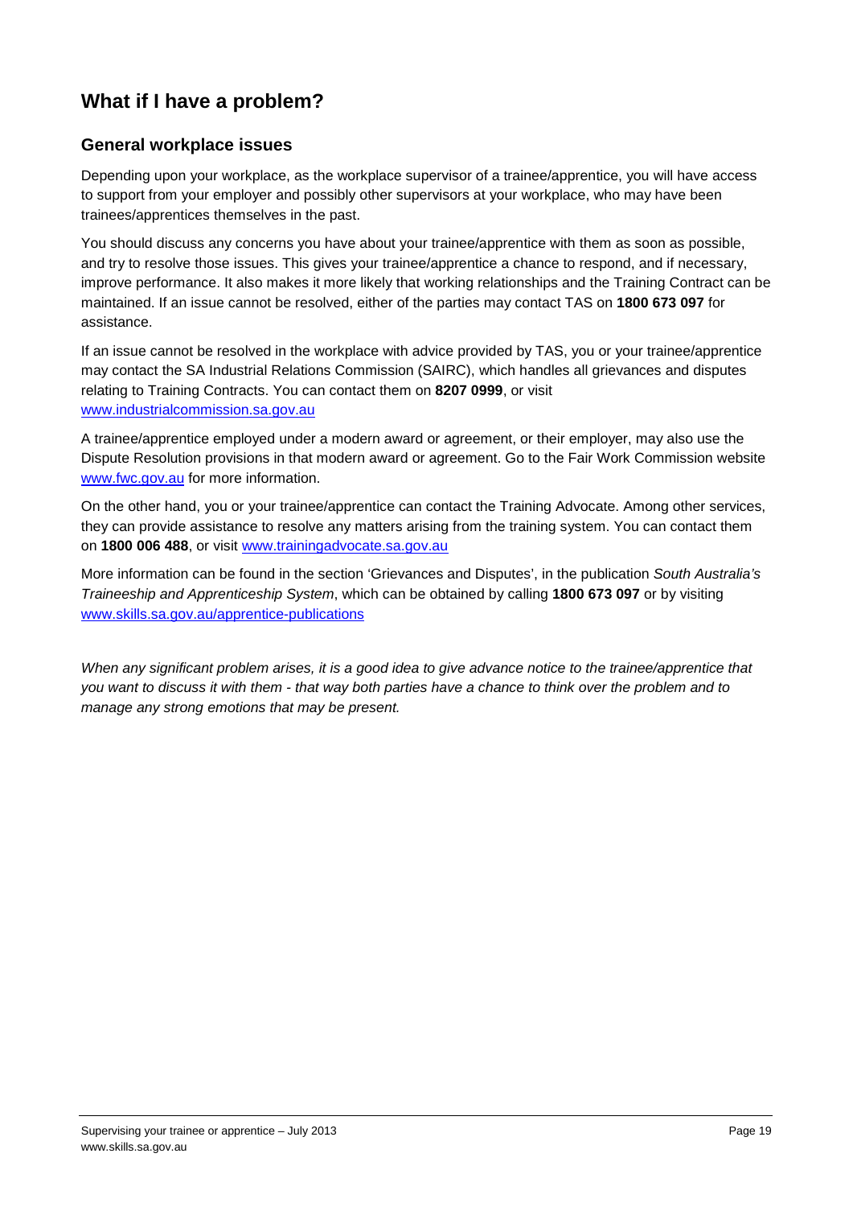## What if I have a problem?

### General workplace issues

Depending upon your workplace, as the workplace supervisor of a trainee/apprentice, you will have access to support from your employer and possibly other supervisors at your workplace, who may have been trainees/apprentices themselves in the past.

You should discuss any concerns you have about your trainee/apprentice with them as soon as possible, and try to resolve those issues. This gives your trainee/apprentice a chance to respond, and if necessary, improve performance. It also makes it more likely that working relationships and the Training Contract can be maintained. If an issue cannot be resolved, either of the parties may contact TAS on **1800 673 097** for assistance.

If an issue cannot be resolved in the workplace with advice provided by TAS, you or your trainee/apprentice may contact the SA Industrial Relations Commission (SAIRC), which handles all grievances and disputes relating to Training Contracts. You can contact them on **8207 0999**, or visit [www.industrialcommission.sa.gov.au](http://www.industrialcommission.sa.gov.au)

A trainee/apprentice employed under a modern award or agreement, or their employer, may also use the Dispute Resolution provisions in that modern award or agreement. Go to the Fair Work Commission website [www.fwc.gov.au](http://www.fwc.gov.au) for more information.

On the other hand, you or your trainee/apprentice can contact the Training Advocate. Among other services, they can provide assistance to resolve any matters arising from the training system. You can contact them on **1800 006 488**, or visit [www.trainingadvocate.sa.gov.au](http://www.trainingadvocate.sa.gov.au)

More information can be found in the section 'Grievances and Disputes', in the publication *South Australia's Traineeship and Apprenticeship System*, which can be obtained by calling **1800 673 097** or by visiting [www.skills.sa.gov.au/apprentice-publications](http://www.skills.sa.gov.au/apprentice-publications)

*When any significant problem arises, it is a good idea to give advance notice to the trainee/apprentice that you want to discuss it with them - that way both parties have a chance to think over the problem and to manage any strong emotions that may be present.*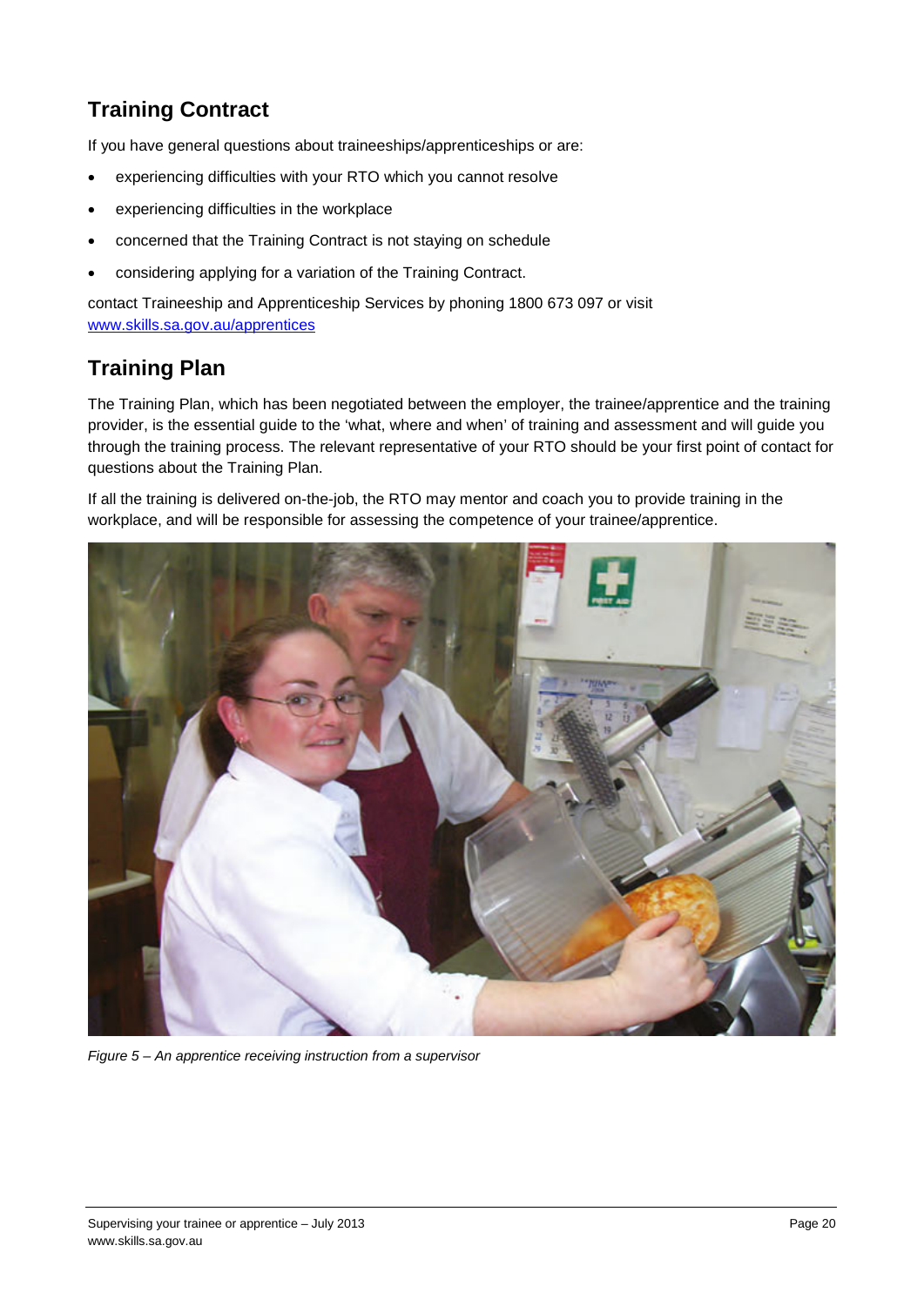## Training Contract

If you have general questions about traineeships/apprenticeships or are:

- experiencing difficulties with your RTO which you cannot resolve
- experiencing difficulties in the workplace
- concerned that the Training Contract is not staying on schedule
- considering applying for a variation of the Training Contract.

contact Traineeship and Apprenticeship Services by phoning 1800 673 097 or visit [www.skills.sa.gov.au/apprentices](www.skills.sa.gov.au/apprentices)

## Training Plan

The Training Plan, which has been negotiated between the employer, the trainee/apprentice and the training provider, is the essential guide to the 'what, where and when' of training and assessment and will guide you through the training process. The relevant representative of your RTO should be your first point of contact for questions about the Training Plan.

If all the training is delivered on-the-job, the RTO may mentor and coach you to provide training in the workplace, and will be responsible for assessing the competence of your trainee/apprentice.

*Figure 5 – An apprentice receiving instruction from a supervisor*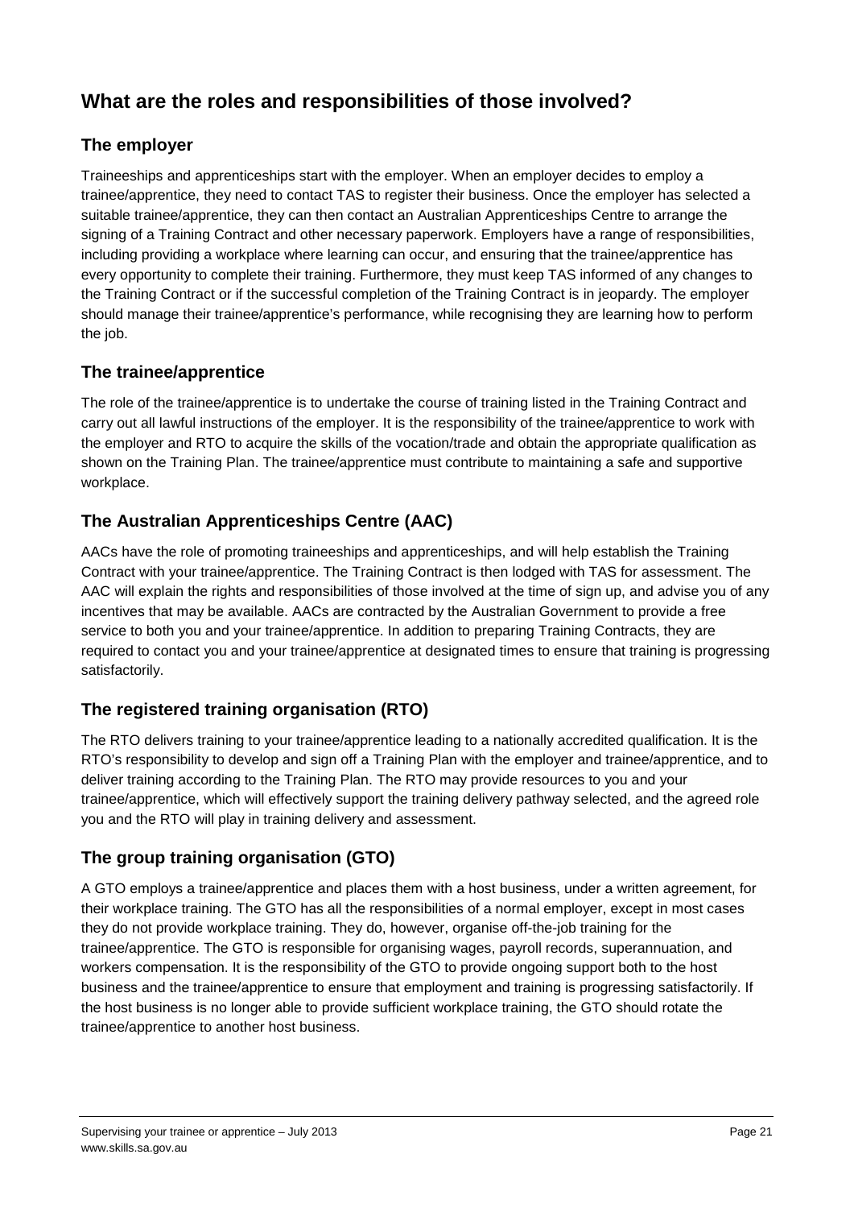## What are the roles and responsibilities of those involved?

### The employer

Traineeships and apprenticeships start with the employer. When an employer decides to employ a trainee/apprentice, they need to contact TAS to register their business. Once the employer has selected a suitable trainee/apprentice, they can then contact an Australian Apprenticeships Centre to arrange the signing of a Training Contract and other necessary paperwork. Employers have a range of responsibilities, including providing a workplace where learning can occur, and ensuring that the trainee/apprentice has every opportunity to complete their training. Furthermore, they must keep TAS informed of any changes to the Training Contract or if the successful completion of the Training Contract is in jeopardy. The employer should manage their trainee/apprentice's performance, while recognising they are learning how to perform the job.

### The trainee/apprentice

The role of the trainee/apprentice is to undertake the course of training listed in the Training Contract and carry out all lawful instructions of the employer. It is the responsibility of the trainee/apprentice to work with the employer and RTO to acquire the skills of the vocation/trade and obtain the appropriate qualification as shown on the Training Plan. The trainee/apprentice must contribute to maintaining a safe and supportive workplace.

### The Australian Apprenticeships Centre (AAC)

AACs have the role of promoting traineeships and apprenticeships, and will help establish the Training Contract with your trainee/apprentice. The Training Contract is then lodged with TAS for assessment. The AAC will explain the rights and responsibilities of those involved at the time of sign up, and advise you of any incentives that may be available. AACs are contracted by the Australian Government to provide a free service to both you and your trainee/apprentice. In addition to preparing Training Contracts, they are required to contact you and your trainee/apprentice at designated times to ensure that training is progressing satisfactorily.

### The registered training organisation (RTO)

The RTO delivers training to your trainee/apprentice leading to a nationally accredited qualification. It is the RTO's responsibility to develop and sign off a Training Plan with the employer and trainee/apprentice, and to deliver training according to the Training Plan. The RTO may provide resources to you and your trainee/apprentice, which will effectively support the training delivery pathway selected, and the agreed role you and the RTO will play in training delivery and assessment.

### The group training organisation (GTO)

A GTO employs a trainee/apprentice and places them with a host business, under a written agreement, for their workplace training. The GTO has all the responsibilities of a normal employer, except in most cases they do not provide workplace training. They do, however, organise off-the-job training for the trainee/apprentice. The GTO is responsible for organising wages, payroll records, superannuation, and workers compensation. It is the responsibility of the GTO to provide ongoing support both to the host business and the trainee/apprentice to ensure that employment and training is progressing satisfactorily. If the host business is no longer able to provide sufficient workplace training, the GTO should rotate the trainee/apprentice to another host business.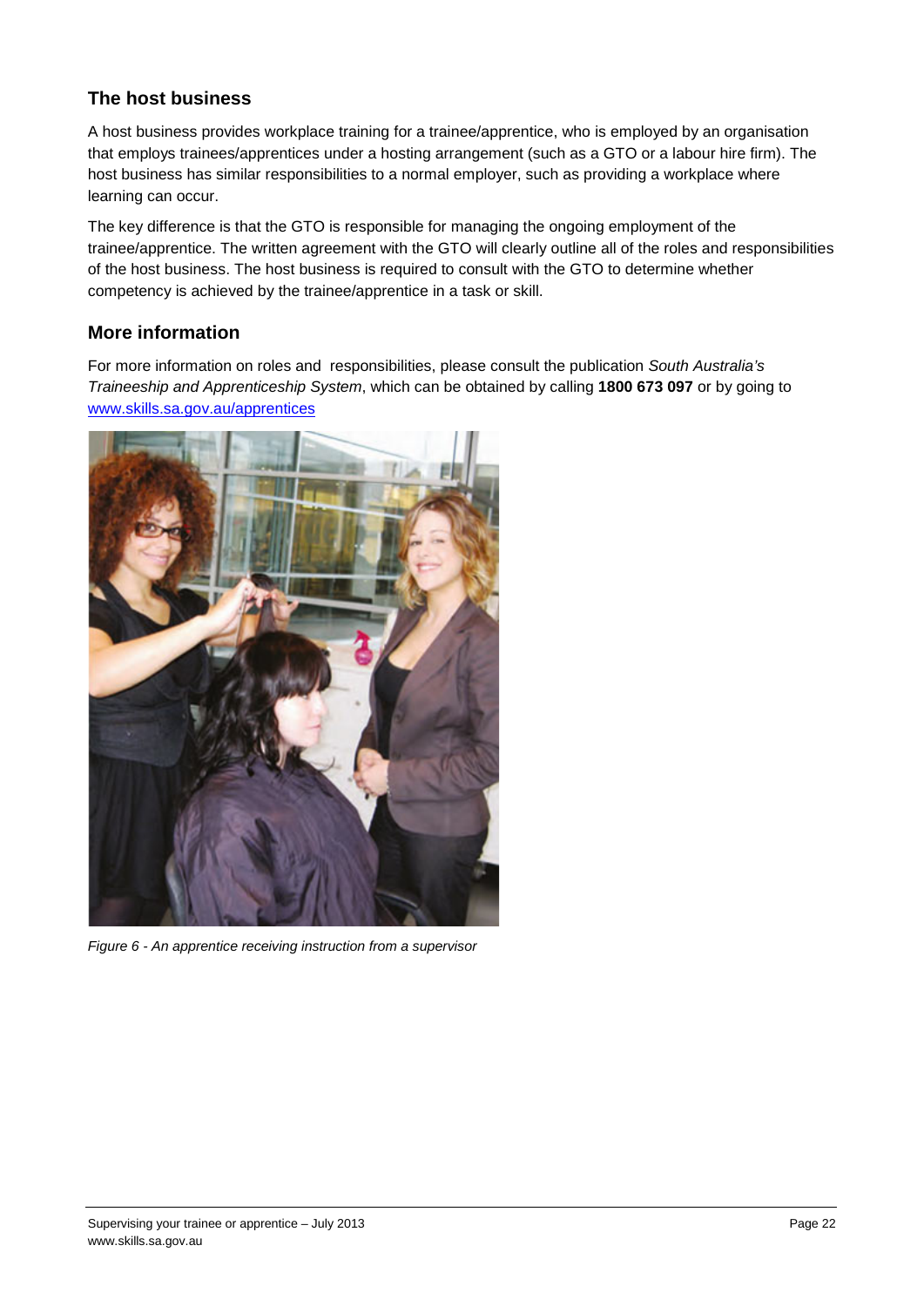## The host business

A host business provides workplace training for a trainee/apprentice, who is employed by an organisation that employs trainees/apprentices under a hosting arrangement (such as a GTO or a labour hire firm). The host business has similar responsibilities to a normal employer, such as providing a workplace where learning can occur.

The key difference is that the GTO is responsible for managing the ongoing employment of the trainee/apprentice. The written agreement with the GTO will clearly outline all of the roles and responsibilities of the host business. The host business is required to consult with the GTO to determine whether competency is achieved by the trainee/apprentice in a task or skill.

## More information

For more information on roles and responsibilities, please consult the publication *South Australia's Traineeship and Apprenticeship System*, which can be obtained by calling **1800 673 097** or by going to [www.skills.sa.gov.au/apprentices](http://www.skills.sa.gov.au/apprentices)

*Figure 6 - An apprentice receiving instruction from a supervisor*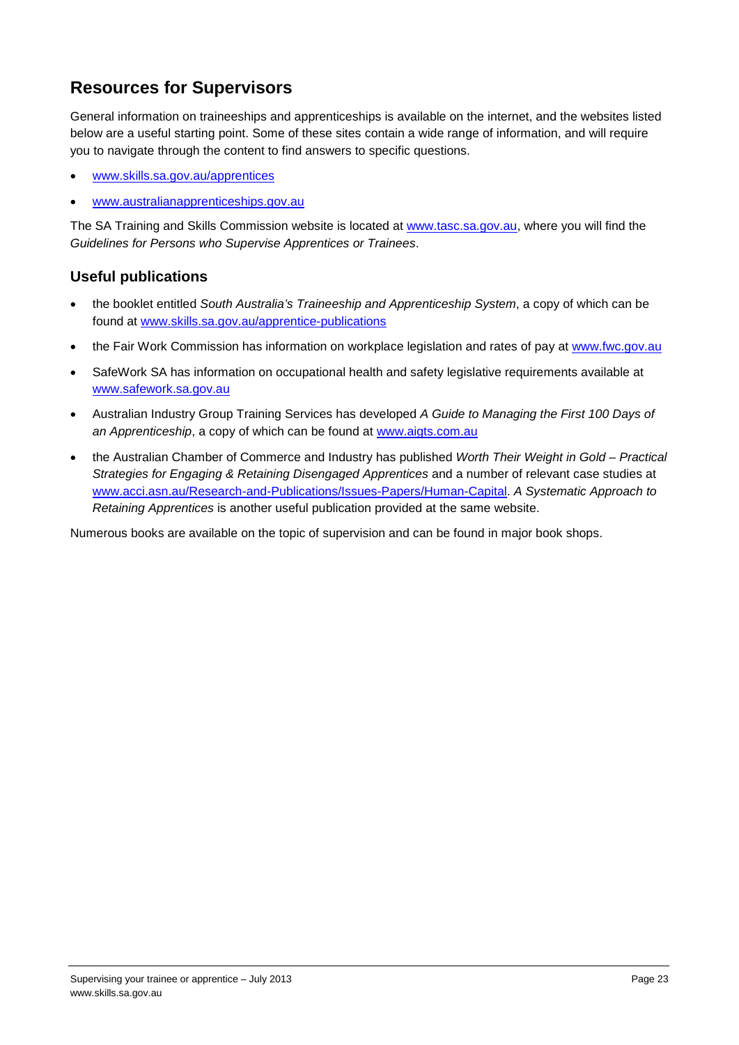## Resources for Supervisors

General information on traineeships and apprenticeships is available on the internet, and the websites listed below are a useful starting point. Some of these sites contain a wide range of information, and will require you to navigate through the content to find answers to specific questions.

- [www.skills.sa.gov.au/apprentices](http://www.skills.sa.gov.au/apprentices)
- [www.australianapprenticeships.gov.au](http://www.australianapprenticeships.gov.au)

The SA Training and Skills Commission website is located at [www.tasc.sa.gov.au](http://www.tasc.sa.gov.au), where you will find the *Guidelines for Persons who Supervise Apprentices or Trainees*.

### Useful publications

- the booklet entitled *South Australia's Traineeship and Apprenticeship System*, a copy of which can be found at [www.skills.sa.gov.au/apprentice-publications](http://www.skills.sa.gov.au/apprentice-publications)
- the Fair Work Commission has information on workplace legislation and rates of pay at [www.fwc.gov.au](http://www.fwc.gov.au)
- SafeWork SA has information on occupational health and safety legislative requirements available at [www.safework.sa.gov.au](http://www.safework.sa.gov.au)
- Australian Industry Group Training Services has developed *A Guide to Managing the First 100 Days of an Apprenticeship*, a copy of which can be found at [www.aigts.com.au](http://www.aigts.com.au)
- the Australian Chamber of Commerce and Industry has published *Worth Their Weight in Gold – Practical Strategies for Engaging & Retaining Disengaged Apprentices* and a number of relevant case studies at [www.acci.asn.au/Research-and-Publications/Issues-Papers/Human-Capital](http://www.acci.asn.au/Research-and-Publications/Issues-Papers/Human-Capital). *A Systematic Approach to Retaining Apprentices* is another useful publication provided at the same website.

Numerous books are available on the topic of supervision and can be found in major book shops.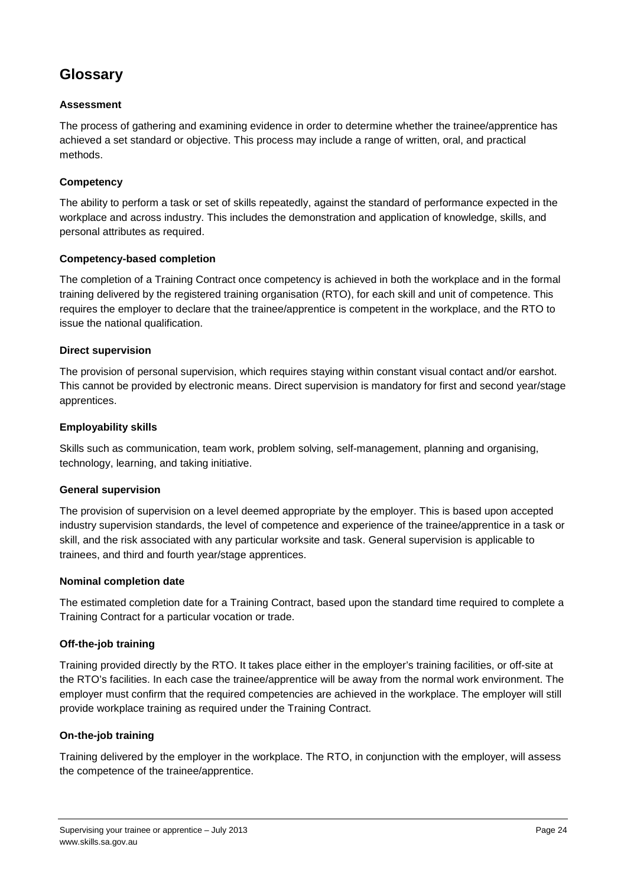## Glossary

### Assessment

The process of gathering and examining evidence in order to determine whether the trainee/apprentice has achieved a set standard or objective. This process may include a range of written, oral, and practical methods.

### Competency

The ability to perform a task or set of skills repeatedly, against the standard of performance expected in the workplace and across industry. This includes the demonstration and application of knowledge, skills, and personal attributes as required.

### Competency-based completion

The completion of a Training Contract once competency is achieved in both the workplace and in the formal training delivered by the registered training organisation (RTO), for each skill and unit of competence. This requires the employer to declare that the trainee/apprentice is competent in the workplace, and the RTO to issue the national qualification.

### Direct supervision

The provision of personal supervision, which requires staying within constant visual contact and/or earshot. This cannot be provided by electronic means. Direct supervision is mandatory for first and second year/stage apprentices.

### Employability skills

Skills such as communication, team work, problem solving, self-management, planning and organising, technology, learning, and taking initiative.

### General supervision

The provision of supervision on a level deemed appropriate by the employer. This is based upon accepted industry supervision standards, the level of competence and experience of the trainee/apprentice in a task or skill, and the risk associated with any particular worksite and task. General supervision is applicable to trainees, and third and fourth year/stage apprentices.

### Nominal completion date

The estimated completion date for a Training Contract, based upon the standard time required to complete a Training Contract for a particular vocation or trade.

### Off-the-job training

Training provided directly by the RTO. It takes place either in the employer's training facilities, or off-site at the RTO's facilities. In each case the trainee/apprentice will be away from the normal work environment. The employer must confirm that the required competencies are achieved in the workplace. The employer will still provide workplace training as required under the Training Contract.

### On-the-job training

Training delivered by the employer in the workplace. The RTO, in conjunction with the employer, will assess the competence of the trainee/apprentice.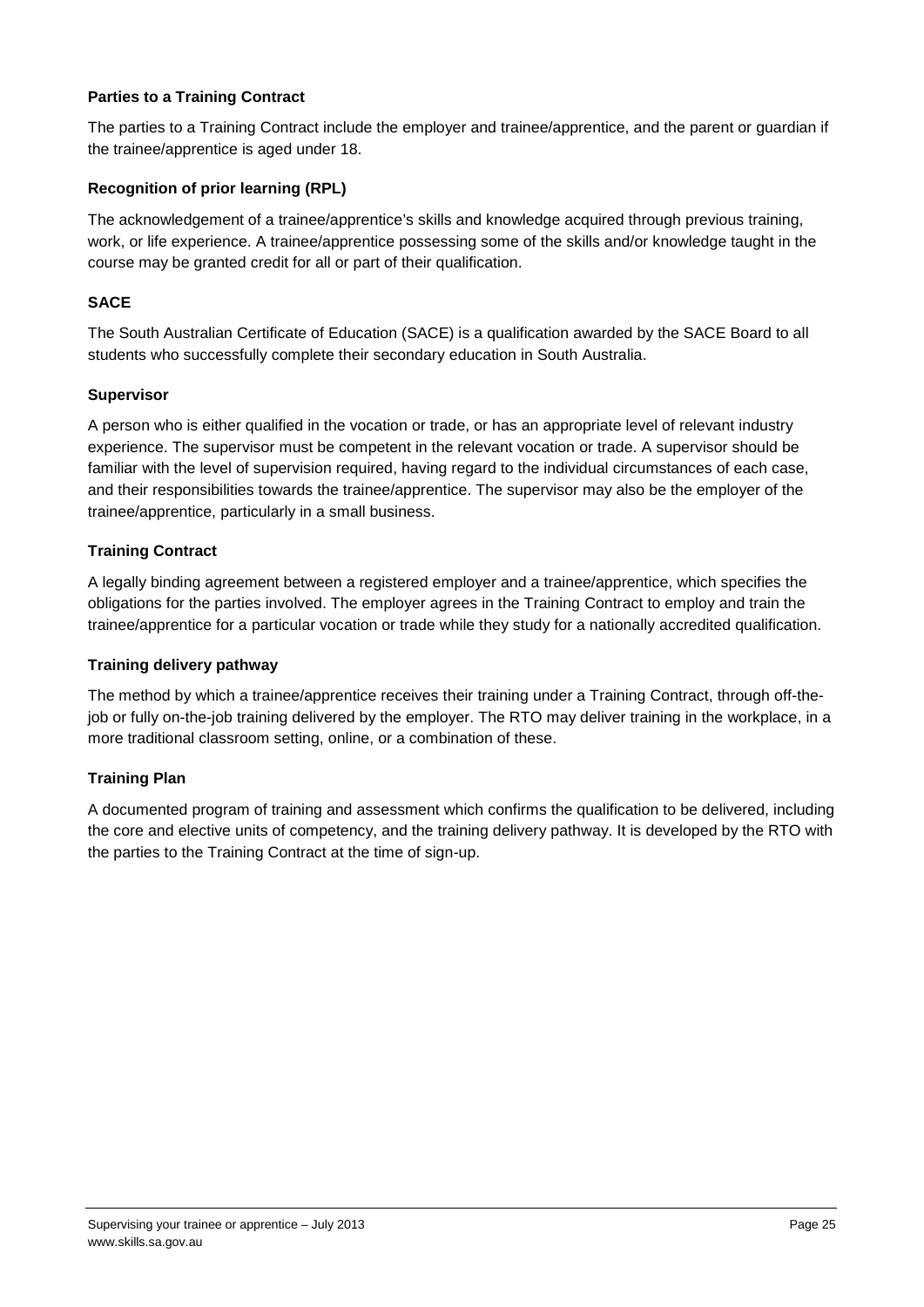**Parties to a Training Contract**

The parties to a Training Contract include the employer and trainee/apprentice, and the parent or guardian if the trainee/apprentice is aged under 18.

**Recognition of prior learning (RPL)**

The acknowledgement of a trainee/apprentice's skills and knowledge acquired through previous training, work, or life experience. A trainee/apprentice possessing some of the skills and/or knowledge taught in the course may be granted credit for all or part of their qualification.

**SACE**

The South Australian Certificate of Education (SACE) is a qualification awarded by the SACE Board to all students who successfully complete their secondary education in South Australia.

**Supervisor**

A person who is either qualified in the vocation or trade, or has an appropriate level of relevant industry experience. The supervisor must be competent in the relevant vocation or trade. A supervisor should be familiar with the level of supervision required, having regard to the individual circumstances of each case, and their responsibilities towards the trainee/apprentice. The supervisor may also be the employer of the trainee/apprentice, particularly in a small business.

**Training Contract**

A legally binding agreement between a registered employer and a trainee/apprentice, which specifies the obligations for the parties involved. The employer agrees in the Training Contract to employ and train the trainee/apprentice for a particular vocation or trade while they study for a nationally accredited qualification.

**Training delivery pathway**

The method by which a trainee/apprentice receives their training under a Training Contract, through off-the-job or fully on-the-job training delivered by the employer. The RTO may deliver training in the workplace, in a more traditional classroom setting, online, or a combination of these.

**Training Plan**

A documented program of training and assessment which confirms the qualification to be delivered, including the core and elective units of competency, and the training delivery pathway. It is developed by the RTO with the parties to the Training Contract at the time of sign-up.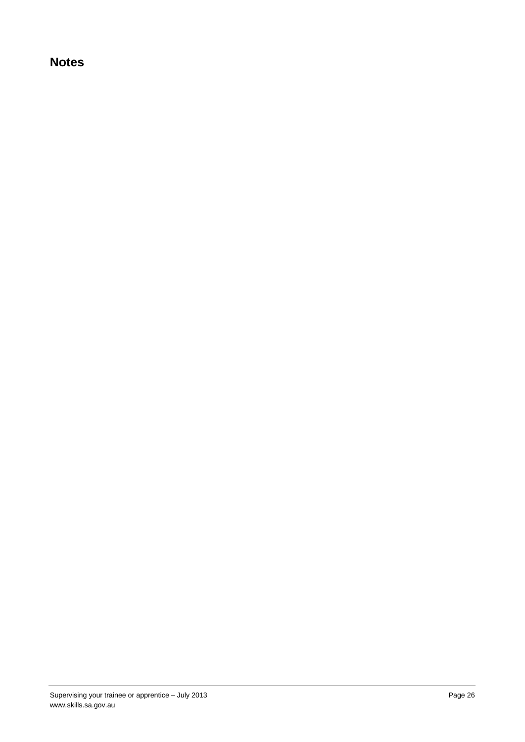## Notes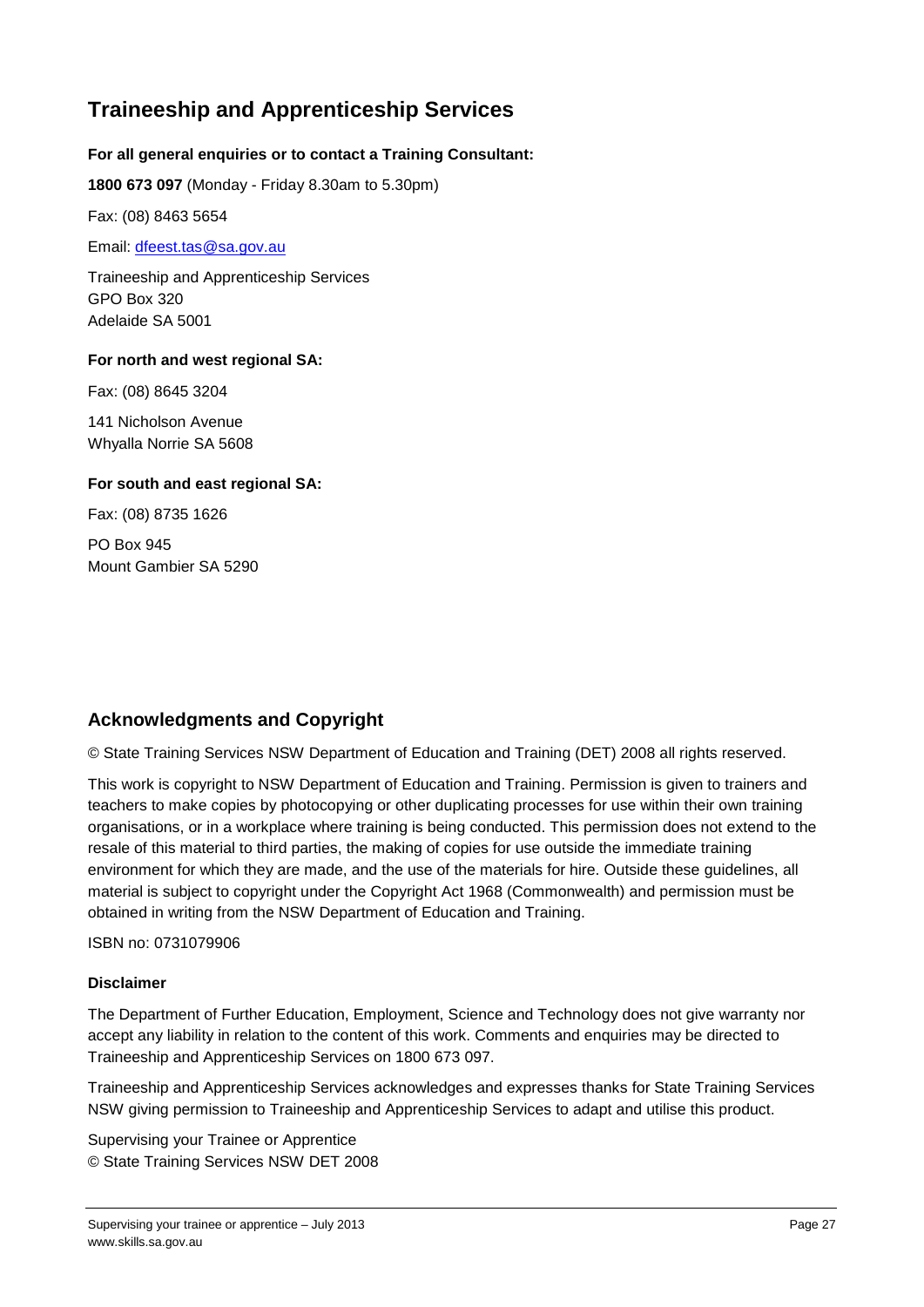## Traineeship and Apprenticeship Services

**For all general enquiries or to contact a Training Consultant:**

**1800 673 097** (Monday - Friday 8.30am to 5.30pm)

Fax: (08) 8463 5654

Email: dfeest.tas@sa.gov.au

Traineeship and Apprenticeship Services
GPO Box 320
Adelaide SA 5001

**For north and west regional SA:**

Fax: (08) 8645 3204

141 Nicholson Avenue
Whyalla Norrie SA 5608

**For south and east regional SA:**

Fax: (08) 8735 1626

PO Box 945
Mount Gambier SA 5290

### Acknowledgments and Copyright

© State Training Services NSW Department of Education and Training (DET) 2008 all rights reserved.

This work is copyright to NSW Department of Education and Training. Permission is given to trainers and teachers to make copies by photocopying or other duplicating processes for use within their own training organisations, or in a workplace where training is being conducted. This permission does not extend to the resale of this material to third parties, the making of copies for use outside the immediate training environment for which they are made, and the use of the materials for hire. Outside these guidelines, all material is subject to copyright under the Copyright Act 1968 (Commonwealth) and permission must be obtained in writing from the NSW Department of Education and Training.

ISBN no: 0731079906

**Disclaimer**

The Department of Further Education, Employment, Science and Technology does not give warranty nor accept any liability in relation to the content of this work. Comments and enquiries may be directed to Traineeship and Apprenticeship Services on 1800 673 097.

Traineeship and Apprenticeship Services acknowledges and expresses thanks for State Training Services NSW giving permission to Traineeship and Apprenticeship Services to adapt and utilise this product.

Supervising your Trainee or Apprentice
© State Training Services NSW DET 2008